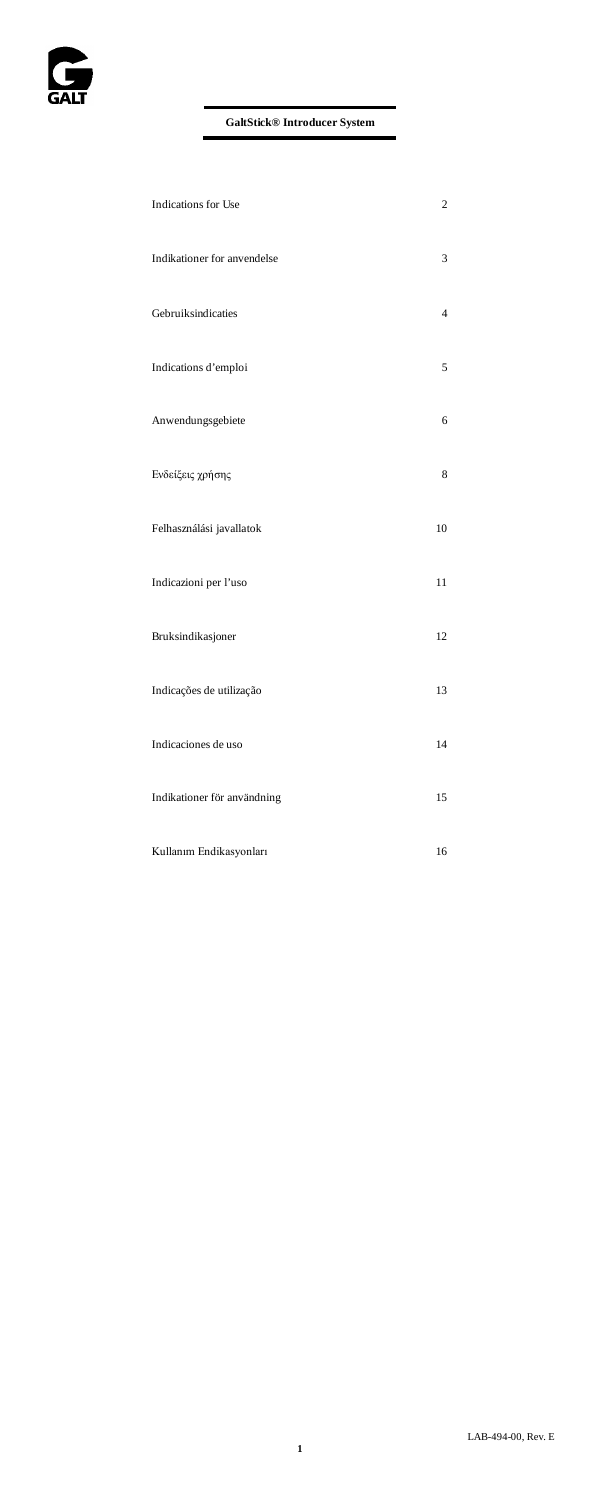GALT

**GaltStick® Introducer System**

| | |
|---|---|
| Indications for Use | 2 |
| Indikationer for anvendelse | 3 |
| Gebruiksindicaties | 4 |
| Indications d'emploi | 5 |
| Anwendungsgebiete | 6 |
| Ενδείξεις χρήσης | 8 |
| Felhasználási javallatok | 10 |
| Indicazioni per l'uso | 11 |
| Bruksindikasjoner | 12 |
| Indicações de utilização | 13 |
| Indicaciones de uso | 14 |
| Indikationer för användning | 15 |
| Kullanım Endikasyonları | 16 |

LAB-494-00, Rev. E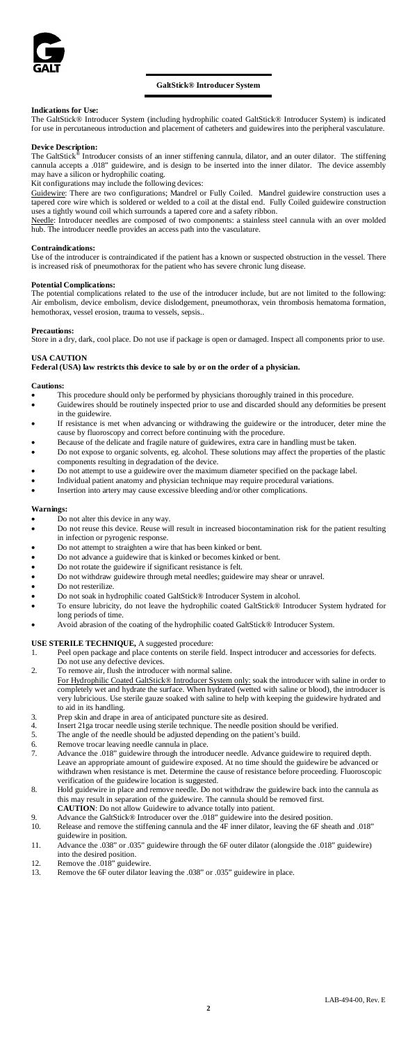## GaltStick® Introducer System

**Indications for Use:**
The GaltStick® Introducer System (including hydrophilic coated GaltStick® Introducer System) is indicated for use in percutaneous introduction and placement of catheters and guidewires into the peripheral vasculature.

**Device Description:**
The GaltStick® Introducer consists of an inner stiffening cannula, dilator, and an outer dilator. The stiffening cannula accepts a .018" guidewire, and is design to be inserted into the inner dilator. The device assembly may have a silicon or hydrophilic coating.
Kit configurations may include the following devices:
Guidewire: There are two configurations; Mandrel or Fully Coiled. Mandrel guidewire construction uses a tapered core wire which is soldered or welded to a coil at the distal end. Fully Coiled guidewire construction uses a tightly wound coil which surrounds a tapered core and a safety ribbon.
Needle: Introducer needles are composed of two components: a stainless steel cannula with an over molded hub. The introducer needle provides an access path into the vasculature.

**Contraindications:**
Use of the introducer is contraindicated if the patient has a known or suspected obstruction in the vessel. There is increased risk of pneumothorax for the patient who has severe chronic lung disease.

**Potential Complications:**
The potential complications related to the use of the introducer include, but are not limited to the following: Air embolism, device embolism, device dislodgement, pneumothorax, vein thrombosis hematoma formation, hemothorax, vessel erosion, trauma to vessels, sepsis..

**Precautions:**
Store in a dry, dark, cool place. Do not use if package is open or damaged. Inspect all components prior to use.

**USA CAUTION**
**Federal (USA) law restricts this device to sale by or on the order of a physician.**

**Cautions:**
- This procedure should only be performed by physicians thoroughly trained in this procedure.
- Guidewires should be routinely inspected prior to use and discarded should any deformities be present in the guidewire.
- If resistance is met when advancing or withdrawing the guidewire or the introducer, deter mine the cause by fluoroscopy and correct before continuing with the procedure.
- Because of the delicate and fragile nature of guidewires, extra care in handling must be taken.
- Do not expose to organic solvents, eg. alcohol. These solutions may affect the properties of the plastic components resulting in degradation of the device.
- Do not attempt to use a guidewire over the maximum diameter specified on the package label.
- Individual patient anatomy and physician technique may require procedural variations.
- Insertion into artery may cause excessive bleeding and/or other complications.

**Warnings:**
- Do not alter this device in any way.
- Do not reuse this device. Reuse will result in increased biocontamination risk for the patient resulting in infection or pyrogenic response.
- Do not attempt to straighten a wire that has been kinked or bent.
- Do not advance a guidewire that is kinked or becomes kinked or bent.
- Do not rotate the guidewire if significant resistance is felt.
- Do not withdraw guidewire through metal needles; guidewire may shear or unravel.
- Do not resterilize.
- Do not soak in hydrophilic coated GaltStick® Introducer System in alcohol.
- To ensure lubricity, do not leave the hydrophilic coated GaltStick® Introducer System hydrated for long periods of time.
- Avoid abrasion of the coating of the hydrophilic coated GaltStick® Introducer System.

**USE STERILE TECHNIQUE,** A suggested procedure:

1. Peel open package and place contents on sterile field. Inspect introducer and accessories for defects. Do not use any defective devices.
2. To remove air, flush the introducer with normal saline.
   For Hydrophilic Coated GaltStick® Introducer System only: soak the introducer with saline in order to completely wet and hydrate the surface. When hydrated (wetted with saline or blood), the introducer is very lubricious. Use sterile gauze soaked with saline to help with keeping the guidewire hydrated and to aid in its handling.
3. Prep skin and drape in area of anticipated puncture site as desired.
4. Insert 21ga trocar needle using sterile technique. The needle position should be verified.
5. The angle of the needle should be adjusted depending on the patient's build.
6. Remove trocar leaving needle cannula in place.
7. Advance the .018" guidewire through the introducer needle. Advance guidewire to required depth. Leave an appropriate amount of guidewire exposed. At no time should the guidewire be advanced or withdrawn when resistance is met. Determine the cause of resistance before proceeding. Fluoroscopic verification of the guidewire location is suggested.
8. Hold guidewire in place and remove needle. Do not withdraw the guidewire back into the cannula as this may result in separation of the guidewire. The cannula should be removed first.
   **CAUTION**: Do not allow Guidewire to advance totally into patient.
9. Advance the GaltStick® Introducer over the .018" guidewire into the desired position.
10. Release and remove the stiffening cannula and the 4F inner dilator, leaving the 6F sheath and .018" guidewire in position.
11. Advance the .038" or .035" guidewire through the 6F outer dilator (alongside the .018" guidewire) into the desired position.
12. Remove the .018" guidewire.
13. Remove the 6F outer dilator leaving the .038" or .035" guidewire in place.

LAB-494-00, Rev. E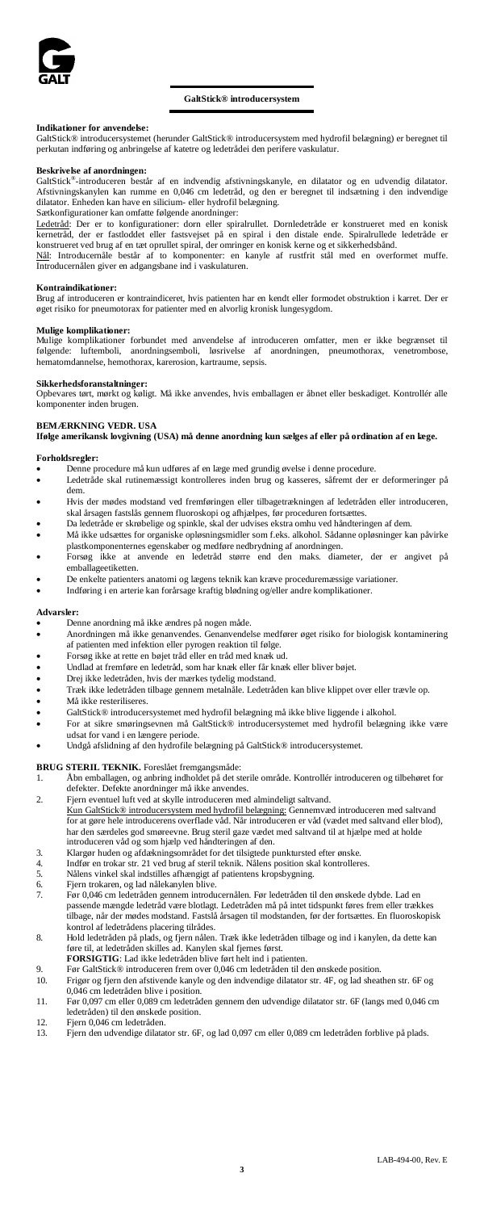## GaltStick® introducersystem

**Indikationer for anvendelse:**
GaltStick® introducersystemet (herunder GaltStick® introducersystem med hydrofil belægning) er beregnet til perkutan indføring og anbringelse af katetre og ledetråde i den perifere vaskulatur.

**Beskrivelse af anordningen:**
GaltStick®-introduceren består af en indvendig afstivningskanyle, en dilatator og en udvendig dilatator. Afstivningskanylen kan rumme en 0,046 cm ledetråd, og den er beregnet til indsætning i den indvendige dilatator. Enheden kan have en silicium- eller hydrofil belægning.
Sætkonfigurationer kan omfatte følgende anordninger:
Ledetråd: Der er to konfigurationer: dorn eller spiralrullet. Dornledetråde er konstrueret med en konisk kernetråd, der er fastloddet eller fastsvejset på en spiral i den distale ende. Spiralrullede ledetråde er konstrueret ved brug af en tæt oprullet spiral, der omringer en konisk kerne og et sikkerhedsbånd.
Nål: Introducernåle består af to komponenter: en kanyle af rustfrit stål med en overformet muffe. Introducernålen giver en adgangsbane ind i vaskulaturen.

**Kontraindikationer:**
Brug af introduceren er kontraindiceret, hvis patienten har en kendt eller formodet obstruktion i karret. Der er øget risiko for pneumotorax for patienter med en alvorlig kronisk lungesygdom.

**Mulige komplikationer:**
Mulige komplikationer forbundet med anvendelse af introduceren omfatter, men er ikke begrænset til følgende: luftemboli, anordningsemboli, løsrivelse af anordningen, pneumothorax, venetrombose, hematomdannelse, hemothorax, karerosion, kartraume, sepsis.

**Sikkerhedsforanstaltninger:**
Opbevares tørt, mørkt og køligt. Må ikke anvendes, hvis emballagen er åbnet eller beskadiget. Kontrollér alle komponenter inden brugen.

**BEMÆRKNING VEDR. USA**
**Ifølge amerikansk lovgivning (USA) må denne anordning kun sælges af eller på ordination af en læge.**

**Forholdsregler:**
- Denne procedure må kun udføres af en læge med grundig øvelse i denne procedure.
- Ledetråde skal rutinemæssigt kontrolleres inden brug og kasseres, såfremt der er deformeringer på dem.
- Hvis der mødes modstand ved fremføringen eller tilbagetrækningen af ledetråden eller introduceren, skal årsagen fastslås gennem fluoroskopi og afhjælpes, før proceduren fortsættes.
- Da ledetråde er skrøbelige og spinkle, skal der udvises ekstra omhu ved håndteringen af dem.
- Må ikke udsættes for organiske opløsningsmidler som f.eks. alkohol. Sådanne opløsninger kan påvirke plastkomponenternes egenskaber og medføre nedbrydning af anordningen.
- Forsøg ikke at anvende en ledetråd større end den maks. diameter, der er angivet på emballageetiketten.
- De enkelte patienters anatomi og lægens teknik kan kræve proceduremæssige variationer.
- Indføring i en arterie kan forårsage kraftig blødning og/eller andre komplikationer.

**Advarsler:**
- Denne anordning må ikke ændres på nogen måde.
- Anordningen må ikke genanvendes. Genanvendelse medfører øget risiko for biologisk kontaminering af patienten med infektion eller pyrogen reaktion til følge.
- Forsøg ikke at rette en bøjet tråd eller en tråd med knæk ud.
- Undlad at fremføre en ledetråd, som har knæk eller får knæk eller bliver bøjet.
- Drej ikke ledetråden, hvis der mærkes tydelig modstand.
- Træk ikke ledetråden tilbage gennem metalnåle. Ledetråden kan blive klippet over eller trævle op.
- Må ikke resteriliseres.
- GaltStick® introducersystemet med hydrofil belægning må ikke blive liggende i alkohol.
- For at sikre smøringsevnen må GaltStick® introducersystemet med hydrofil belægning ikke være udsat for vand i en længere periode.
- Undgå afslidning af den hydrofile belægning på GaltStick® introducersystemet.

**BRUG STERIL TEKNIK.** Foreslået fremgangsmåde:
1. Åbn emballagen, og anbring indholdet på det sterile område. Kontrollér introduceren og tilbehøret for defekter. Defekte anordninger må ikke anvendes.
2. Fjern eventuel luft ved at skylle introduceren med almindeligt saltvand.
   Kun GaltStick® introducersystem med hydrofil belægning: Gennemvæd introduceren med saltvand for at gøre hele introducerens overflade våd. Når introduceren er våd (vædet med saltvand eller blod), har den særdeles god smøreevne. Brug steril gaze vædet med saltvand til at hjælpe med at holde introduceren våd og som hjælp ved håndteringen af den.
3. Klargør huden og afdækningsområdet for det tilsigtede punktursted efter ønske.
4. Indfør en trokar str. 21 ved brug af steril teknik. Nålens position skal kontrolleres.
5. Nålens vinkel skal indstilles afhængigt af patientens kropsbygning.
6. Fjern trokaren, og lad nålekanylen blive.
7. Før 0,046 cm ledetråden gennem introducernålen. Før ledetråden til den ønskede dybde. Lad en passende mængde ledetråd være blotlagt. Ledetråden må på intet tidspunkt føres frem eller trækkes tilbage, når der mødes modstand. Fastslå årsagen til modstanden, før der fortsættes. En fluoroskopisk kontrol af ledetrådens placering tilrådes.
8. Hold ledetråden på plads, og fjern nålen. Træk ikke ledetråden tilbage og ind i kanylen, da dette kan føre til, at ledetråden skilles ad. Kanylen skal fjernes først.
   **FORSIGTIG**: Lad ikke ledetråden blive ført helt ind i patienten.
9. Før GaltStick® introduceren frem over 0,046 cm ledetråden til den ønskede position.
10. Frigør og fjern den afstivende kanyle og den indvendige dilatator str. 4F, og lad sheathen str. 6F og 0,046 cm ledetråden blive i position.
11. Før 0,097 cm eller 0,089 cm ledetråden gennem den udvendige dilatator str. 6F (langs med 0,046 cm ledetråden) til den ønskede position.
12. Fjern 0,046 cm ledetråden.
13. Fjern den udvendige dilatator str. 6F, og lad 0,097 cm eller 0,089 cm ledetråden forblive på plads.

LAB-494-00, Rev. E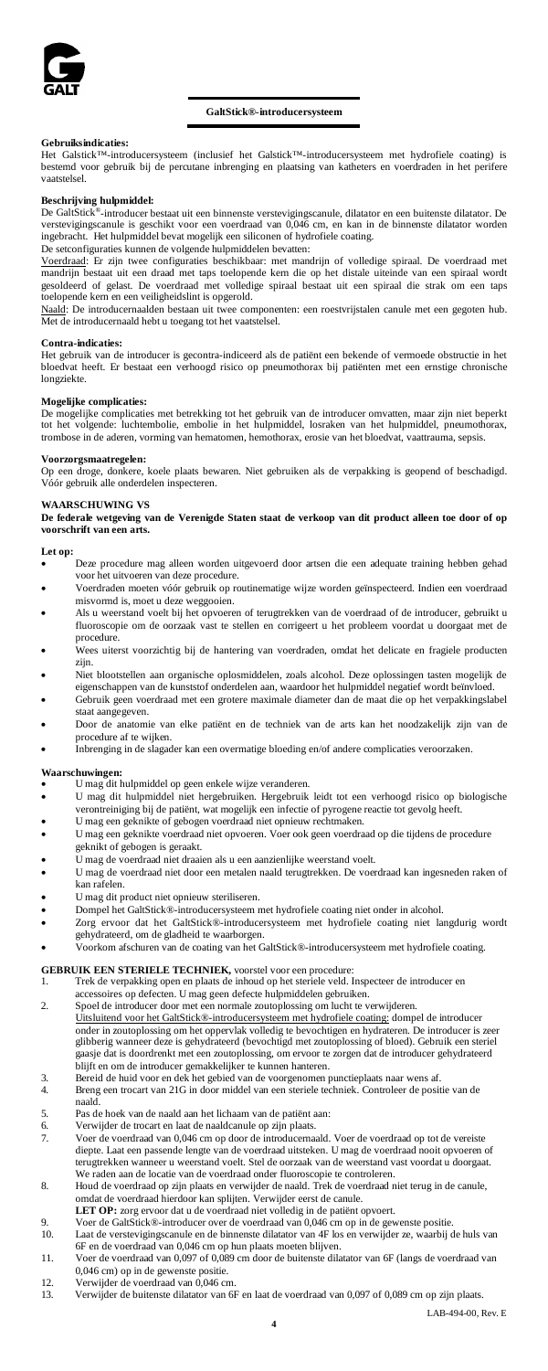## GaltStick®-introducersysteem

**Gebruiksindicaties:**
Het Galstick™-introducersysteem (inclusief het Galstick™-introducersysteem met hydrofiele coating) is bestemd voor gebruik bij de percutane inbrenging en plaatsing van katheters en voerdraden in het perifere vaatstelsel.

**Beschrijving hulpmiddel:**
De GaltStick®-introducer bestaat uit een binnenste verstevigingscanule, dilatator en een buitenste dilatator. De verstevigingscanule is geschikt voor een voerdraad van 0,046 cm, en kan in de binnenste dilatator worden ingebracht. Het hulpmiddel bevat mogelijk een siliconen of hydrofiele coating.
De setconfiguraties kunnen de volgende hulpmiddelen bevatten:
Voerdraad: Er zijn twee configuraties beschikbaar: met mandrijn of volledige spiraal. De voerdraad met mandrijn bestaat uit een draad met taps toelopende kern die op het distale uiteinde van een spiraal wordt gesoldeerd of gelast. De voerdraad met volledige spiraal bestaat uit een spiraal die strak om een taps toelopende kern en een veiligheidslint is opgerold.
Naald: De introducernaalden bestaan uit twee componenten: een roestvrijstalen canule met een gegoten hub. Met de introducernaald hebt u toegang tot het vaatstelsel.

**Contra-indicaties:**
Het gebruik van de introducer is gecontra-indiceerd als de patiënt een bekende of vermoede obstructie in het bloedvat heeft. Er bestaat een verhoogd risico op pneumothorax bij patiënten met een ernstige chronische longziekte.

**Mogelijke complicaties:**
De mogelijke complicaties met betrekking tot het gebruik van de introducer omvatten, maar zijn niet beperkt tot het volgende: luchtembolie, embolie in het hulpmiddel, losraken van het hulpmiddel, pneumothorax, trombose in de aderen, vorming van hematomen, hemothorax, erosie van het bloedvat, vaattrauma, sepsis.

**Voorzorgsmaatregelen:**
Op een droge, donkere, koele plaats bewaren. Niet gebruiken als de verpakking is geopend of beschadigd. Vóór gebruik alle onderdelen inspecteren.

**WAARSCHUWING VS**
**De federale wetgeving van de Verenigde Staten staat de verkoop van dit product alleen toe door of op voorschrift van een arts.**

**Let op:**
- Deze procedure mag alleen worden uitgevoerd door artsen die een adequate training hebben gehad voor het uitvoeren van deze procedure.
- Voerdraden moeten vóór gebruik op routinematige wijze worden geïnspecteerd. Indien een voerdraad misvormd is, moet u deze weggooien.
- Als u weerstand voelt bij het opvoeren of terugtrekken van de voerdraad of de introducer, gebruikt u fluoroscopie om de oorzaak vast te stellen en corrigeert u het probleem voordat u doorgaat met de procedure.
- Wees uiterst voorzichtig bij de hantering van voerdraden, omdat het delicate en fragiele producten zijn.
- Niet blootstellen aan organische oplosmiddelen, zoals alcohol. Deze oplossingen tasten mogelijk de eigenschappen van de kunststof onderdelen aan, waardoor het hulpmiddel negatief wordt beïnvloed.
- Gebruik geen voerdraad met een grotere maximale diameter dan de maat die op het verpakkingslabel staat aangegeven.
- Door de anatomie van elke patiënt en de techniek van de arts kan het noodzakelijk zijn van de procedure af te wijken.
- Inbrenging in de slagader kan een overmatige bloeding en/of andere complicaties veroorzaken.

**Waarschuwingen:**
- U mag dit hulpmiddel op geen enkele wijze veranderen.
- U mag dit hulpmiddel niet hergebruiken. Hergebruik leidt tot een verhoogd risico op biologische verontreiniging bij de patiënt, wat mogelijk een infectie of pyrogene reactie tot gevolg heeft.
- U mag een geknikte of gebogen voerdraad niet opnieuw rechtmaken.
- U mag een geknikte voerdraad niet opvoeren. Voer ook geen voerdraad op die tijdens de procedure geknikt of gebogen is geraakt.
- U mag de voerdraad niet draaien als u een aanzienlijke weerstand voelt.
- U mag de voerdraad niet door een metalen naald terugtrekken. De voerdraad kan ingesneden raken of kan rafelen.
- U mag dit product niet opnieuw steriliseren.
- Dompel het GaltStick®-introducersysteem met hydrofiele coating niet onder in alcohol.
- Zorg ervoor dat het GaltStick®-introducersysteem met hydrofiele coating niet langdurig wordt gehydrateerd, om de gladheid te waarborgen.
- Voorkom afschuren van de coating van het GaltStick®-introducersysteem met hydrofiele coating.

**GEBRUIK EEN STERIELE TECHNIEK,** voorstel voor een procedure:

1. Trek de verpakking open en plaats de inhoud op het steriele veld. Inspecteer de introducer en accessoires op defecten. U mag geen defecte hulpmiddelen gebruiken.
2. Spoel de introducer door met een normale zoutoplossing om lucht te verwijderen.
   Uitsluitend voor het GaltStick®-introducersysteem met hydrofiele coating: dompel de introducer onder in zoutoplossing om het oppervlak volledig te bevochtigen en hydrateren. De introducer is zeer glibberig wanneer deze is gehydrateerd (bevochtigd met zoutoplossing of bloed). Gebruik een steriel gaasje dat is doordrenkt met een zoutoplossing, om ervoor te zorgen dat de introducer gehydrateerd blijft en om de introducer gemakkelijker te kunnen hanteren.
3. Bereid de huid voor en dek het gebied van de voorgenomen punctieplaats naar wens af.
4. Breng een trocart van 21G in door middel van een steriele techniek. Controleer de positie van de naald.
5. Pas de hoek van de naald aan het lichaam van de patiënt aan.
6. Verwijder de trocart en laat de naaldcanule op zijn plaats.
7. Voer de voerdraad van 0,046 cm op door de introducernaald. Voer de voerdraad op tot de vereiste diepte. Laat een passende lengte van de voerdraad uitsteken. U mag de voerdraad nooit opvoeren of terugtrekken wanneer u weerstand voelt. Stel de oorzaak van de weerstand vast voordat u doorgaat. We raden aan de locatie van de voerdraad onder fluoroscopie te controleren.
8. Houd de voerdraad op zijn plaats en verwijder de naald. Trek de voerdraad niet terug in de canule, omdat de voerdraad hierdoor kan splijten. Verwijder eerst de canule.
   **LET OP:** zorg ervoor dat u de voerdraad niet volledig in de patiënt opvoert.
9. Voer de GaltStick®-introducer over de voerdraad van 0,046 cm op in de gewenste positie.
10. Laat de verstevigingscanule en de binnenste dilatator van 4F los en verwijder ze, waarbij de huls van 6F en de voerdraad van 0,046 cm op hun plaats moeten blijven.
11. Voer de voerdraad van 0,097 of 0,089 cm door de buitenste dilatator van 6F (langs de voerdraad van 0,046 cm) op in de gewenste positie.
12. Verwijder de voerdraad van 0,046 cm.
13. Verwijder de buitenste dilatator van 6F en laat de voerdraad van 0,097 of 0,089 cm op zijn plaats.

LAB-494-00, Rev. E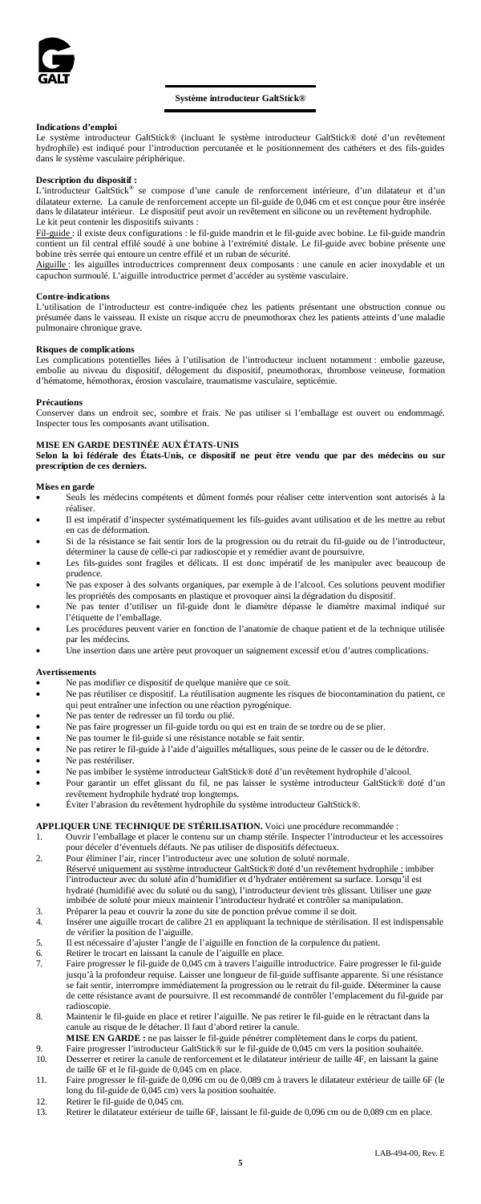## Système introducteur GaltStick®

**Indications d'emploi**

Le système introducteur GaltStick® (incluant le système introducteur GaltStick® doté d'un revêtement hydrophile) est indiqué pour l'introduction percutanée et le positionnement des cathéters et des fils-guides dans le système vasculaire périphérique.

**Description du dispositif :**

L'introducteur GaltStick® se compose d'une canule de renforcement intérieure, d'un dilatateur et d'un dilatateur externe. La canule de renforcement accepte un fil-guide de 0,046 cm et est conçue pour être insérée dans le dilatateur intérieur. Le dispositif peut avoir un revêtement en silicone ou un revêtement hydrophile.
Le kit peut contenir les dispositifs suivants :

Fil-guide : il existe deux configurations : le fil-guide mandrin et le fil-guide avec bobine. Le fil-guide mandrin contient un fil central effilé soudé à une bobine à l'extrémité distale. Le fil-guide avec bobine présente une bobine très serrée qui entoure un centre effilé et un ruban de sécurité.

Aiguille : les aiguilles introductrices comprennent deux composants : une canule en acier inoxydable et un capuchon surmoulé. L'aiguille introductrice permet d'accéder au système vasculaire.

**Contre-indications**

L'utilisation de l'introducteur est contre-indiquée chez les patients présentant une obstruction connue ou présumée dans le vaisseau. Il existe un risque accru de pneumothorax chez les patients atteints d'une maladie pulmonaire chronique grave.

**Risques de complications**

Les complications potentielles liées à l'utilisation de l'introducteur incluent notamment : embolie gazeuse, embolie au niveau du dispositif, délogement du dispositif, pneumothorax, thrombose veineuse, formation d'hématome, hémothorax, érosion vasculaire, traumatisme vasculaire, septicémie.

**Précautions**

Conserver dans un endroit sec, sombre et frais. Ne pas utiliser si l'emballage est ouvert ou endommagé. Inspecter tous les composants avant utilisation.

**MISE EN GARDE DESTINÉE AUX ÉTATS-UNIS**

**Selon la loi fédérale des États-Unis, ce dispositif ne peut être vendu que par des médecins ou sur prescription de ces derniers.**

**Mises en garde**

- Seuls les médecins compétents et dûment formés pour réaliser cette intervention sont autorisés à la réaliser.
- Il est impératif d'inspecter systématiquement les fils-guides avant utilisation et de les mettre au rebut en cas de déformation.
- Si de la résistance se fait sentir lors de la progression ou du retrait du fil-guide ou de l'introducteur, déterminer la cause de celle-ci par radioscopie et y remédier avant de poursuivre.
- Les fils-guides sont fragiles et délicats. Il est donc impératif de les manipuler avec beaucoup de prudence.
- Ne pas exposer à des solvants organiques, par exemple à de l'alcool. Ces solutions peuvent modifier les propriétés des composants en plastique et provoquer ainsi la dégradation du dispositif.
- Ne pas tenter d'utiliser un fil-guide dont le diamètre dépasse le diamètre maximal indiqué sur l'étiquette de l'emballage.
- Les procédures peuvent varier en fonction de l'anatomie de chaque patient et de la technique utilisée par les médecins.
- Une insertion dans une artère peut provoquer un saignement excessif et/ou d'autres complications.

**Avertissements**

- Ne pas modifier ce dispositif de quelque manière que ce soit.
- Ne pas réutiliser ce dispositif. La réutilisation augmente les risques de biocontamination du patient, ce qui peut entraîner une infection ou une réaction pyrogénique.
- Ne pas tenter de redresser un fil tordu ou plié.
- Ne pas faire progresser un fil-guide tordu ou qui est en train de se tordre ou de se plier.
- Ne pas tourner le fil-guide si une résistance notable se fait sentir.
- Ne pas retirer le fil-guide à l'aide d'aiguilles métalliques, sous peine de le casser ou de le détordre.
- Ne pas restériliser.
- Ne pas imbiber le système introducteur GaltStick® doté d'un revêtement hydrophile d'alcool.
- Pour garantir un effet glissant du fil, ne pas laisser le système introducteur GaltStick® doté d'un revêtement hydrophile hydraté trop longtemps.
- Éviter l'abrasion du revêtement hydrophile du système introducteur GaltStick®.

**APPLIQUER UNE TECHNIQUE DE STÉRILISATION.** Voici une procédure recommandée :

1. Ouvrir l'emballage et placer le contenu sur un champ stérile. Inspecter l'introducteur et les accessoires pour déceler d'éventuels défauts. Ne pas utiliser de dispositifs défectueux.
2. Pour éliminer l'air, rincer l'introducteur avec une solution de soluté normale.
   Réservé uniquement au système introducteur GaltStick® doté d'un revêtement hydrophile : imbiber l'introducteur avec du soluté afin d'humidifier et d'hydrater entièrement sa surface. Lorsqu'il est hydraté (humidifié avec du soluté ou du sang), l'introducteur devient très glissant. Utiliser une gaze imbibée de soluté pour mieux maintenir l'introducteur hydraté et contrôler sa manipulation.
3. Préparer la peau et couvrir la zone du site de ponction prévue comme il se doit.
4. Insérer une aiguille trocart de calibre 21 en appliquant la technique de stérilisation. Il est indispensable de vérifier la position de l'aiguille.
5. Il est nécessaire d'ajuster l'angle de l'aiguille en fonction de la corpulence du patient.
6. Retirer le trocart en laissant la canule de l'aiguille en place.
7. Faire progresser le fil-guide de 0,045 cm à travers l'aiguille introductrice. Faire progresser le fil-guide jusqu'à la profondeur requise. Laisser une longueur de fil-guide suffisante apparente. Si une résistance se fait sentir, interrompre immédiatement la progression ou le retrait du fil-guide. Déterminer la cause de cette résistance avant de poursuivre. Il est recommandé de contrôler l'emplacement du fil-guide par radioscopie.
8. Maintenir le fil-guide en place et retirer l'aiguille. Ne pas retirer le fil-guide en le rétractant dans la canule au risque de le détacher. Il faut d'abord retirer la canule.
   **MISE EN GARDE :** ne pas laisser le fil-guide pénétrer complètement dans le corps du patient.
9. Faire progresser l'introducteur GaltStick® sur le fil-guide de 0,045 cm vers la position souhaitée.
10. Desserrer et retirer la canule de renforcement et le dilatateur intérieur de taille 4F, en laissant la gaine de taille 6F et le fil-guide de 0,045 cm en place.
11. Faire progresser le fil-guide de 0,096 cm ou de 0,089 cm à travers le dilatateur extérieur de taille 6F (le long du fil-guide de 0,045 cm) vers la position souhaitée.
12. Retirer le fil-guide de 0,045 cm.
13. Retirer le dilatateur extérieur de taille 6F, laissant le fil-guide de 0,096 cm ou de 0,089 cm en place.

LAB-494-00, Rev. E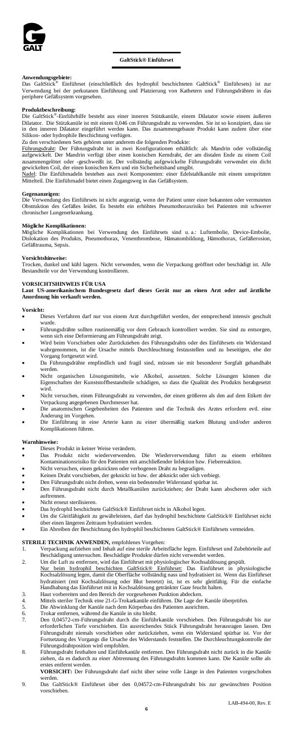## GaltStick® Einführset

**Anwendungsgebiete:**
Das GaltStick® Einführset (einschließlich des hydrophil beschichteten GaltStick® Einführsets) ist zur Verwendung bei der perkutanen Einführung und Platzierung von Kathetern und Führungsdrähten in das periphere Gefäßsystem vorgesehen.

**Produktbeschreibung:**
Die GaltStick®-Einführhilfe besteht aus einer inneren Stützkanüle, einem Dilatator sowie einem äußeren Dilatator. Die Stützkanüle ist mit einem 0,046 cm Führungsdraht zu verwenden. Sie ist so konzipiert, dass sie in den inneren Dilatator eingeführt werden kann. Das zusammengebaute Produkt kann zudem über eine Silikon- oder hydrophile Beschichtung verfügen.

Zu den verschiedenen Sets gehören unter anderem die folgenden Produkte:

Führungsdraht: Der Führungsdraht ist in zwei Konfigurationen erhältlich: als Mandrin oder vollständig aufgewickelt. Der Mandrin verfügt über einen konischen Kerndraht, der am distalen Ende zu einem Coil zusammengelötet oder -geschweißt ist. Der vollständig aufgewickelte Führungsdraht verwendet ein dicht gewickelten Coil, der einen konischen Kern und ein Sicherheitsband umgibt.

Nadel: Die Einführnadeln bestehen aus zwei Komponenten: einer Edelstahlkanüle mit einem umspritzten Mittelteil. Die Einführnadel bietet einen Zugangsweg in das Gefäßsystem.

**Gegenanzeigen:**
Die Verwendung des Einführsets ist nicht angezeigt, wenn der Patient unter einer bekannten oder vermuteten Obstruktion des Gefäßes leidet. Es besteht ein erhöhtes Pneumothoraxrisiko bei Patienten mit schwerer chronischer Lungenerkrankung.

**Mögliche Komplikationen:**
Mögliche Komplikationen bei Verwendung des Einführsets sind u. a.: Luftembolie, Device-Embolie, Dislokation des Produkts, Pneumothorax, Venenthrombose, Hämatombildung, Hämothorax, Gefäßerosion, Gefäßtrauma, Sepsis.

**Vorsichtshinweise:**
Trocken, dunkel und kühl lagern. Nicht verwenden, wenn die Verpackung geöffnet oder beschädigt ist. Alle Bestandteile vor der Verwendung kontrollieren.

**VORSICHTSHINWEIS FÜR USA**
**Laut US-amerikanischem Bundesgesetz darf dieses Gerät nur an einen Arzt oder auf ärztliche Anordnung hin verkauft werden.**

**Vorsicht:**
- Dieses Verfahren darf nur von einem Arzt durchgeführt werden, der entsprechend intensiv geschult wurde.
- Führungsdrähte sollten routinemäßig vor dem Gebrauch kontrolliert werden. Sie sind zu entsorgen, wenn sich eine Deformierung am Führungsdraht zeigt.
- Wird beim Vorschieben oder Zurückziehen des Führungsdrahts oder des Einführsets ein Widerstand wahrgenommen, ist die Ursache mittels Durchleuchtung festzustellen und zu beseitigen, ehe der Vorgang fortgesetzt wird.
- Da Führungsdrähte empfindlich und fragil sind, müssen sie mit besonderer Sorgfalt gehandhabt werden.
- Nicht organischen Lösungsmitteln, wie Alkohol, aussetzen. Solche Lösungen können die Eigenschaften der Kunststoffbestandteile schädigen, so dass die Qualität des Produkts herabgesetzt wird.
- Nicht versuchen, einen Führungsdraht zu verwenden, der einen größeren als den auf dem Etikett der Verpackung angegebenen Durchmesser hat.
- Die anatomischen Gegebenheiten des Patienten und die Technik des Arztes erfordern evtl. eine Änderung im Vorgehen.
- Die Einführung in eine Arterie kann zu einer übermäßig starken Blutung und/oder anderen Komplikationen führen.

**Warnhinweise:**
- Dieses Produkt in keiner Weise verändern.
- Das Produkt nicht wiederverwenden. Die Wiederverwendung führt zu einem erhöhten Kontaminationsrisiko für den Patienten mit anschließender Infektion bzw. Fieberreaktion.
- Nicht versuchen, einen geknickten oder verbogenen Draht zu begradigen.
- Keinen Draht vorschieben, der geknickt ist bzw. der abknickt oder sich verbiegt.
- Den Führungsdraht nicht drehen, wenn ein bedeutender Widerstand spürbar ist.
- Den Führungsdraht nicht durch Metallkanülen zurückziehen; der Draht kann abscheren oder sich auftrennen.
- Nicht erneut sterilisieren.
- Das hydrophil beschichtete GaltStick® Einführset nicht in Alkohol legen.
- Um die Gleitfähigkeit zu gewährleisten, darf das hydrophil beschichtete GaltStick® Einführset nicht über einen längeren Zeitraum hydratisiert werden.
- Ein Abreiben der Beschichtung des hydrophil beschichteten GaltStick® Einführsets vermeiden.

**STERILE TECHNIK ANWENDEN,** empfohlenes Vorgehen:

1. Verpackung aufziehen und Inhalt auf eine sterile Arbeitsfläche legen. Einführset und Zubehörteile auf Beschädigung untersuchen. Beschädigte Produkte dürfen nicht verwendet werden.
2. Um die Luft zu entfernen, wird das Einführset mit physiologischer Kochsalzlösung gespült.
   Nur beim hydrophil beschichten GaltStick® Einführset: Das Einführset in physiologische Kochsalzlösung legen, damit die Oberfläche vollständig nass und hydratisiert ist. Wenn das Einführset hydratisiert (mit Kochsalzlösung oder Blut benetzt) ist, ist es sehr gleitfähig. Für die einfache Handhabung das Einführset mit in Kochsalzlösung getränkter Gaze feucht halten.
3. Haut vorbereiten und den Bereich der vorgesehenen Punktion abdecken.
4. Mittels steriler Technik eine 21-G-Trokarkanüle einführen. Die Lage der Kanüle überprüfen.
5. Die Abwinklung der Kanüle nach dem Körperbau des Patienten ausrichten.
6. Trokar entfernen, während die Kanüle in situ bleibt.
7. Den 0,04572-cm-Führungsdraht durch die Einführkanüle vorschieben. Den Führungsdraht bis zur erforderlichen Tiefe vorschieben. Ein ausreichendes Stück Führungsdraht herausragen lassen. Den Führungsdraht niemals vorschieben oder zurückziehen, wenn ein Widerstand spürbar ist. Vor der Fortsetzung des Vorgangs die Ursache des Widerstands feststellen. Die Durchleuchtungskontrolle der Führungsdrahtposition wird empfohlen.
8. Führungsdraht festhalten und Einführkanüle entfernen. Den Führungsdraht nicht zurück in die Kanüle ziehen, da es dadurch zu einer Abtrennung des Führungsdrahts kommen kann. Die Kanüle sollte als erstes entfernt werden.
   **VORSICHT:** Der Führungsdraht darf nicht über seine volle Länge in den Patienten vorgeschoben werden.
9. Das GaltStick® Einführset über den 0,04572-cm-Führungsdraht bis zur gewünschten Position vorschieben.

LAB-494-00, Rev. E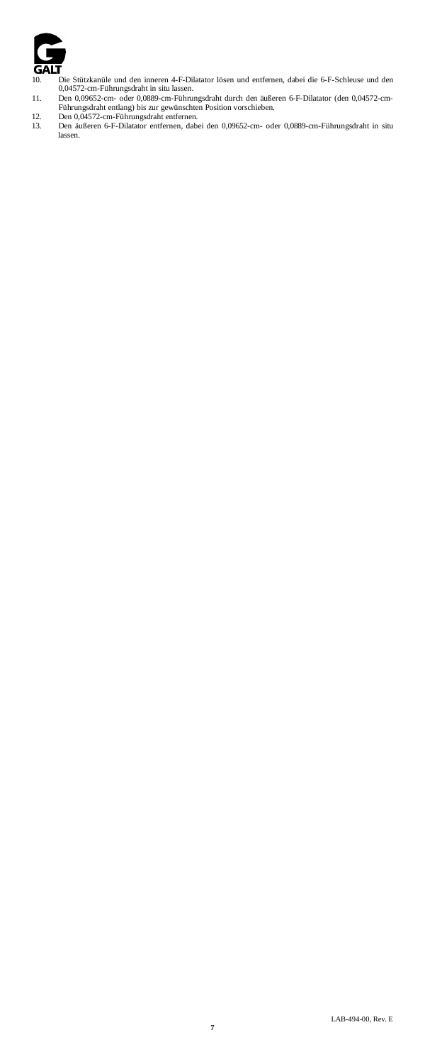10. Die Stützkanüle und den inneren 4-F-Dilatator lösen und entfernen, dabei die 6-F-Schleuse und den 0,04572-cm-Führungsdraht in situ lassen.
11. Den 0,09652-cm- oder 0,0889-cm-Führungsdraht durch den äußeren 6-F-Dilatator (den 0,04572-cm-Führungsdraht entlang) bis zur gewünschten Position vorschieben.
12. Den 0,04572-cm-Führungsdraht entfernen.
13. Den äußeren 6-F-Dilatator entfernen, dabei den 0,09652-cm- oder 0,0889-cm-Führungsdraht in situ lassen.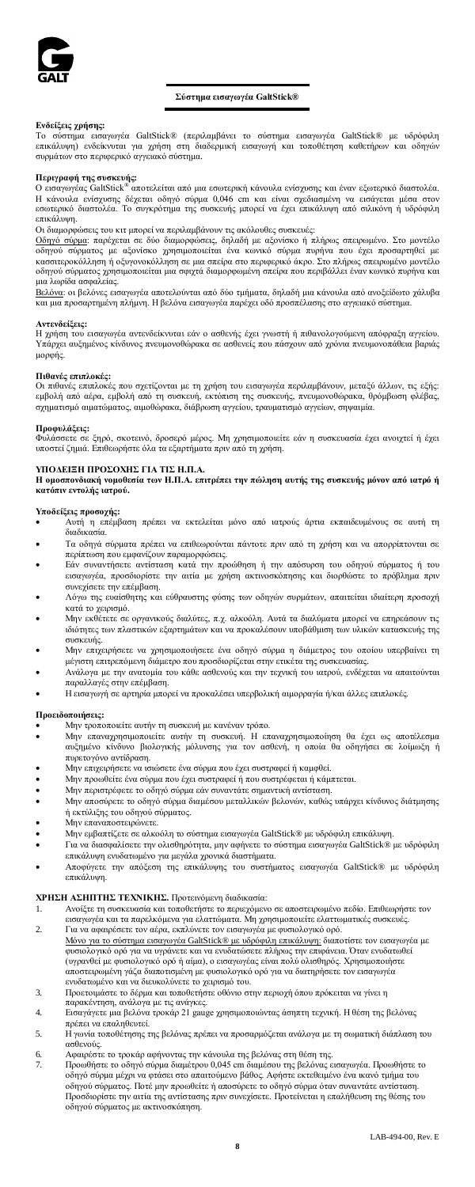## Σύστημα εισαγωγέα GaltStick®

**Ενδείξεις χρήσης:**
Το σύστημα εισαγωγέα GaltStick® (περιλαμβάνει το σύστημα εισαγωγέα GaltStick® με υδρόφιλη επικάλυψη) ενδείκνυται για χρήση στη διαδερμική εισαγωγή και τοποθέτηση καθετήρων και οδηγών συρμάτων στο περιφερικό αγγειακό σύστημα.

**Περιγραφή της συσκευής:**
Ο εισαγωγέας GaltStick® αποτελείται από μια εσωτερική κάνουλα ενίσχυσης και έναν εξωτερικό διαστολέα. Η κάνουλα ενίσχυσης δέχεται οδηγό σύρμα 0,046 cm και είναι σχεδιασμένη να εισάγεται μέσα στον εσωτερικό διαστολέα. Το συγκρότημα της συσκευής μπορεί να έχει επικάλυψη από σιλικόνη ή υδρόφιλη επικάλυψη.

Οι διαμορφώσεις του κιτ μπορεί να περιλαμβάνουν τις ακόλουθες συσκευές:

Οδηγό σύρμα: παρέχεται σε δύο διαμορφώσεις, δηλαδή με αξονίσκο ή πλήρως σπειρωμένο. Στο μοντέλο οδηγού σύρματος με αξονίσκο χρησιμοποιείται ένα κωνικό σύρμα πυρήνα που έχει προσαρτηθεί με κασσιτεροκόλληση ή οξυγονοκόλληση σε μια σπείρα στο περιφερικό άκρο. Στο πλήρως σπειρωμένο μοντέλο οδηγού σύρματος χρησιμοποιείται μια σφιχτά διαμορφωμένη σπείρα που περιβάλλει έναν κωνικό πυρήνα και μια λωρίδα ασφαλείας.

Βελόνα: οι βελόνες εισαγωγέα αποτελούνται από δύο τμήματα, δηλαδή μια κάνουλα από ανοξείδωτο χάλυβα και μια προσαρτημένη πλήμνη. Η βελόνα εισαγωγέα παρέχει οδό προσπέλασης στο αγγειακό σύστημα.

**Αντενδείξεις:**
Η χρήση του εισαγωγέα αντενδείκνυται εάν ο ασθενής έχει γνωστή ή πιθανολογούμενη απόφραξη αγγείου. Υπάρχει αυξημένος κίνδυνος πνευμονοθώρακα σε ασθενείς που πάσχουν από χρόνια πνευμονοπάθεια βαριάς μορφής.

**Πιθανές επιπλοκές:**
Οι πιθανές επιπλοκές που σχετίζονται με τη χρήση του εισαγωγέα περιλαμβάνουν, μεταξύ άλλων, τις εξής: εμβολή από αέρα, εμβολή από τη συσκευή, εκτόπιση της συσκευής, πνευμονοθώρακα, θρόμβωση φλέβας, σχηματισμό αιματώματος, αιμοθώρακα, διάβρωση αγγείου, τραυματισμό αγγείων, σηψαιμία.

**Προφυλάξεις:**
Φυλάσσετε σε ξηρό, σκοτεινό, δροσερό μέρος. Μη χρησιμοποιείτε εάν η συσκευασία έχει ανοιχτεί ή έχει υποστεί ζημιά. Επιθεωρήστε όλα τα εξαρτήματα πριν από τη χρήση.

**ΥΠΟΔΕΙΞΗ ΠΡΟΣΟΧΗΣ ΓΙΑ ΤΙΣ Η.Π.Α.**
**Η ομοσπονδιακή νομοθεσία των Η.Π.Α. επιτρέπει την πώληση αυτής της συσκευής μόνον από ιατρό ή κατόπιν εντολής ιατρού.**

**Υποδείξεις προσοχής:**
- Αυτή η επέμβαση πρέπει να εκτελείται μόνο από ιατρούς άρτια εκπαιδευμένους σε αυτή τη διαδικασία.
- Τα οδηγά σύρματα πρέπει να επιθεωρούνται πάντοτε πριν από τη χρήση και να απορρίπτονται σε περίπτωση που εμφανίζουν παραμορφώσεις.
- Εάν συναντήσετε αντίσταση κατά την προώθηση ή την απόσυρση του οδηγού σύρματος ή του εισαγωγέα, προσδιορίστε την αιτία με χρήση ακτινοσκόπησης και διορθώστε το πρόβλημα πριν συνεχίσετε την επέμβαση.
- Λόγω της ευαίσθησης και εύθραυστης φύσης των οδηγών συρμάτων, απαιτείται ιδιαίτερη προσοχή κατά το χειρισμό.
- Μην εκθέτετε σε οργανικούς διαλύτες, π.χ. αλκοόλη. Αυτά τα διαλύματα μπορεί να επηρεάσουν τις ιδιότητες των πλαστικών εξαρτημάτων και να προκαλέσουν υποβάθμιση των υλικών κατασκευής της συσκευής.
- Μην επιχειρήσετε να χρησιμοποιήσετε ένα οδηγό σύρμα η διάμετρος του οποίου υπερβαίνει τη μέγιστη επιτρεπόμενη διάμετρο που προσδιορίζεται στην ετικέτα της συσκευασίας.
- Ανάλογα με την ανατομία του κάθε ασθενούς και την τεχνική του ιατρού, ενδέχεται να απαιτούνται παραλλαγές στην επέμβαση.
- Η εισαγωγή σε αρτηρία μπορεί να προκαλέσει υπερβολική αιμορραγία ή/και άλλες επιπλοκές.

**Προειδοποιήσεις:**
- Μην τροποποιείτε αυτήν τη συσκευή με κανέναν τρόπο.
- Μην επαναχρησιμοποιείτε αυτήν τη συσκευή. Η επαναχρησιμοποίηση θα έχει ως αποτέλεσμα αυξημένο κίνδυνο βιολογικής μόλυνσης για τον ασθενή, η οποία θα οδηγήσει σε λοίμωξη ή πυρετογόνο αντίδραση.
- Μην επιχειρήσετε να ισιώσετε ένα σύρμα που έχει συστραφεί ή καμφθεί.
- Μην προωθείτε ένα σύρμα που έχει συστραφεί ή που συστρέφεται ή κάμπτεται.
- Μην περιστρέφετε το οδηγό σύρμα εάν συναντάτε σημαντική αντίσταση.
- Μην αποσύρετε το οδηγό σύρμα διαμέσου μεταλλικών βελονών, καθώς υπάρχει κίνδυνος διάτμησης ή εκτύλιξης του οδηγού σύρματος.
- Μην επαναποστειρώνετε.
- Μην εμβαπτίζετε σε αλκοόλη το σύστημα εισαγωγέα GaltStick® με υδρόφιλη επικάλυψη.
- Για να διασφαλίσετε την ολισθηρότητα, μην αφήνετε το σύστημα εισαγωγέα GaltStick® με υδρόφιλη επικάλυψη ενυδατωμένο για μεγάλα χρονικά διαστήματα.
- Αποφύγετε την απόξεση της επικάλυψης του συστήματος εισαγωγέα GaltStick® με υδρόφιλη επικάλυψη.

**ΧΡΗΣΗ ΑΣΗΠΤΗΣ ΤΕΧΝΙΚΗΣ.** Προτεινόμενη διαδικασία:

1. Ανοίξτε τη συσκευασία και τοποθετήστε το περιεχόμενο σε αποστειρωμένο πεδίο. Επιθεωρήστε τον εισαγωγέα και τα παρελκόμενα για ελαττώματα. Μη χρησιμοποιείτε ελαττωματικές συσκευές.
2. Για να αφαιρέσετε τον αέρα, εκπλύνετε τον εισαγωγέα με φυσιολογικό ορό.
   Μόνο για το σύστημα εισαγωγέα GaltStick® με υδρόφιλη επικάλυψη: διαποτίστε τον εισαγωγέα με φυσιολογικό ορό για να υγράνετε και να ενυδατώσετε πλήρως την επιφάνεια. Όταν ενυδατωθεί (υγρανθεί με φυσιολογικό ορό ή αίμα), ο εισαγωγέας είναι πολύ ολισθηρός. Χρησιμοποιήστε αποστειρωμένη γάζα διαποτισμένη με φυσιολογικό ορό για να διατηρήσετε τον εισαγωγέα ενυδατωμένο και να διευκολύνετε το χειρισμό του.
3. Προετοιμάστε το δέρμα και τοποθετήστε οθόνιο στην περιοχή όπου πρόκειται να γίνει η παρακέντηση, ανάλογα με τις ανάγκες.
4. Εισαγάγετε μια βελόνα τροκάρ 21 gauge χρησιμοποιώντας άσηπτη τεχνική. Η θέση της βελόνας πρέπει να επαληθευτεί.
5. Η γωνία τοποθέτησης της βελόνας πρέπει να προσαρμόζεται ανάλογα με τη σωματική διάπλαση του ασθενούς.
6. Αφαιρέστε το τροκάρ αφήνοντας την κάνουλα της βελόνας στη θέση της.
7. Προωθήστε το οδηγό σύρμα διαμέτρου 0,045 cm διαμέσου της βελόνας εισαγωγέα. Προωθήστε το οδηγό σύρμα μέχρι να φτάσει στο απαιτούμενο βάθος. Αφήστε εκτεθειμένο ένα ικανό τμήμα του οδηγού σύρματος. Ποτέ μην προωθείτε ή αποσύρετε το οδηγό σύρμα όταν συναντάτε αντίσταση. Προσδιορίστε την αιτία της αντίστασης πριν συνεχίσετε. Προτείνεται η επαλήθευση της θέσης του οδηγού σύρματος με ακτινοσκόπηση.

LAB-494-00, Rev. E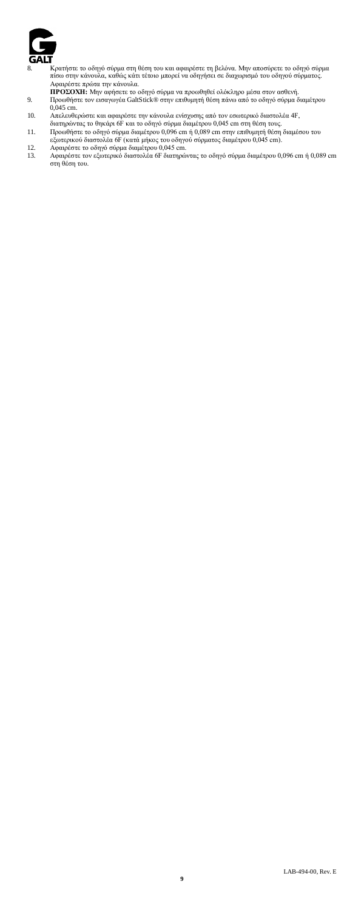8. Κρατήστε το οδηγό σύρμα στη θέση του και αφαιρέστε τη βελόνα. Μην αποσύρετε το οδηγό σύρμα πίσω στην κάνουλα, καθώς κάτι τέτοιο μπορεί να οδηγήσει σε διαχωρισμό του οδηγού σύρματος. Αφαιρέστε πρώτα την κάνουλα.
   **ΠΡΟΣΟΧΗ:** Μην αφήσετε το οδηγό σύρμα να προωθηθεί ολόκληρο μέσα στον ασθενή.
9. Προωθήστε τον εισαγωγέα GaltStick® στην επιθυμητή θέση πάνω από το οδηγό σύρμα διαμέτρου 0,045 cm.
10. Απελευθερώστε και αφαιρέστε την κάνουλα ενίσχυσης από τον εσωτερικό διαστολέα 4F, διατηρώντας το θηκάρι 6F και το οδηγό σύρμα διαμέτρου 0,045 cm στη θέση τους.
11. Προωθήστε το οδηγό σύρμα διαμέτρου 0,096 cm ή 0,089 cm στην επιθυμητή θέση διαμέσου του εξωτερικού διαστολέα 6F (κατά μήκος του οδηγού σύρματος διαμέτρου 0,045 cm).
12. Αφαιρέστε το οδηγό σύρμα διαμέτρου 0,045 cm.
13. Αφαιρέστε τον εξωτερικό διαστολέα 6F διατηρώντας το οδηγό σύρμα διαμέτρου 0,096 cm ή 0,089 cm στη θέση του.

LAB-494-00, Rev. E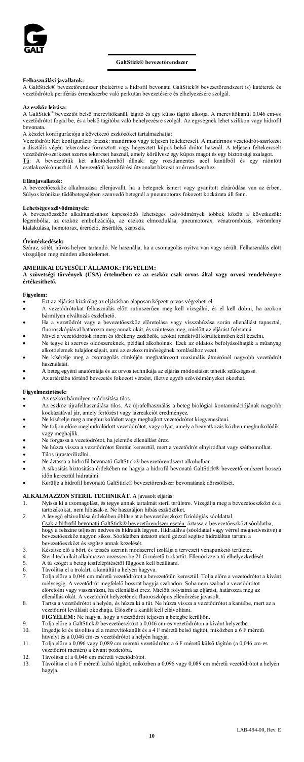**GaltStick® bevezetőrendszer**

**Felhasználási javallatok:**
A GaltStick® bevezetőrendszer (beleértve a hidrofil bevonatú GaltStick® bevezetőrendszert is) katéterek és vezetődrótok perifériás érrendszerbe való perkután bevezetésére és elhelyezésére szolgál.

**Az eszköz leírása:**
A GaltStick® bevezetőt belső merevítőkanül, tágító és egy külső tágító alkotja. A merevítőkanül 0,046 cm-es vezetődrótot fogad be, és a belső tágítóba való behelyezésre szolgál. Az egységnek lehet szilikon vagy hidrofil bevonata.
A készlet konfigurációja a következő eszközöket tartalmazhatja:
Vezetődrót: Két konfiguráció létezik: mandrinos vagy teljesen feltekercselt. A mandrinos vezetődrót-szerkezet a disztális végén tekercshez forrasztott vagy hegesztett kúpos belső drótot használ. A teljesen feltekercselt vezetődrót-szerkezet szoros tekercset használ, amely körülvesz egy kúpos magot és egy biztonsági szalagot.
Tű: A bevezetőtűk két alkotóelemből állnak: egy rozsdamentes acél kanülből és egy ráöntött csatlakozókónuszból. A bevezetőtű hozzáférési útvonalat biztosít az érrendszerhez.

**Ellenjavallatok:**
A bevezetőeszköz alkalmazása ellenjavallt, ha a betegnek ismert vagy gyanított elzáródása van az érben. Súlyos krónikus tüdőbetegségben szenvedő betegnél a pneumotorax fokozott kockázata áll fenn.

**Lehetséges szövődmények:**
A bevezetőeszköz alkalmazásához kapcsolódó lehetséges szövődmények többek között a következők: légembólia, az eszköz embolizációja, az eszköz elmozdulása, pneumotorax, vénatrombózis, vérömleny kialakulása, hemotorax, érerózió, érsérülés, szepszis.

**Óvintézkedések:**
Száraz, sötét, hűvös helyen tartandó. Ne használja, ha a csomagolás nyitva van vagy sérült. Felhasználás előtt vizsgáljon meg minden alkotóelemet.

**AMERIKAI EGYESÜLT ÁLLAMOK: FIGYELEM:**
**A szövetségi törvények (USA) értelmében ez az eszköz csak orvos által vagy orvosi rendelvényre értékesíthető.**

**Figyelem:**
- Ezt az eljárást kizárólag az eljárásban alaposan képzett orvos végezheti el.
- A vezetődrótokat felhasználás előtt rutinszerűen meg kell vizsgálni, és el kell dobni, ha azokon bármilyen elváltozás észlelhető.
- Ha a vezetődrót vagy a bevezetőeszköz előretolása vagy visszahúzása során ellenállást tapasztal, fluoroszkópiával határozza meg annak okát, és szüntesse meg, mielőtt az eljárást folytatná.
- Mivel a vezetődrótok finom és törékeny eszközök, azokat rendkívül körültekintően kell kezelni.
- Ne tegye ki szerves oldószereknek, például alkoholnak. Ezek az oldatok befolyásolhatják a műanyag alkotóelemek tulajdonságait, ami az eszköz minőségének romlásához vezet.
- Ne kísérelje meg a csomagolás címkéjén meghatározott maximális átmérőnél nagyobb vezetődrót használatát.
- A beteg egyéni anatómiája és az orvos technikája az eljárás módosítását tehetik szükségessé.
- Az artériába történő bevezetés fokozott vérzést, illetve egyéb szövődményeket okozhat.

**Figyelmeztetések:**
- Az eszköz bármilyen módosítása tilos.
- Az eszköz újrafelhasználása tilos. Az újrafelhasználás a beteg biológiai kontaminációjának nagyobb kockázatával jár, amely fertőzést vagy lázreakciót eredményez.
- Ne kísérelje meg a meghurkolódott vagy meghajlott vezetődrótot kiegyenesíteni.
- Ne toljon előre meghurkolódott vezetődrótot, vagy olyat, amely a beavatkozás közben meghurkolódik vagy meghajlik.
- Ne forgassa a vezetődrótot, ha jelentős ellenállást érez.
- Ne húzza vissza a vezetődrótot fémtűn keresztül, mert a vezetődrót elnyíródhat vagy szétbomolhat.
- Tilos újrasterilizálni.
- Ne áztassa a hidrofil bevonatú GaltStick® bevezetőrendszert alkoholban.
- A síkosítás biztosítása érdekében ne hagyja a hidrofil bevonatú GaltStick® bevezetőrendszert hosszú időn keresztül hidratálni.
- Kerülje a hidrofil bevonatú GaltStick® bevezetőrendszer bevonatának dörzsölését.

**ALKALMAZZON STERIL TECHNIKÁT**. A javasolt eljárás:
1. Nyissa ki a csomagolást, és tegye annak tartalmát steril területre. Vizsgálja meg a bevezetőeszközt és a tartozékokat, nem hibásak-e. Ne használjon hibás eszközöket.
2. A levegő eltávolítása érdekében öblítse át a bevezetőeszközt fiziológiás sóoldattal.
   Csak a hidrofil bevonatú GaltStick® bevezetőrendszer esetén: áztassa a bevezetőeszközt sóoldatba, hogy a felszíne teljesen nedves és hidratált legyen. Hidratálva (sóoldattal vagy vérrel megnedvesítve) a bevezetőeszköz nagyon síkos. Sóoldatban áztatott steril gézzel segítse hidratáltan tartani a bevezetőeszközt és segítse annak kezelését.
3. Készítse elő a bőrt, és tetszés szerinti módszerrel izolálja a tervezett vénapunkció területét.
4. Steril technikát alkalmazva vezessen be 21 G méretű trokártűt. Ellenőrizze a tű elhelyezkedését.
5. A tű szögét a beteg testfelépítésétől függően kell beállítani.
6. Távolítsa el a trokárt, a kanültűt a helyén hagyva.
7. Tolja előre a 0,046 cm méretű vezetődrótot a bevezetőtűn keresztül. Tolja előre a vezetődrótot a kívánt mélységig. A vezetődrót megfelelő hosszát hagyja szabadon. Soha nem szabad a vezetődrótot előretolni vagy visszahúzni, ha ellenállást érez. Mielőtt folytatná az eljárást, határozza meg az ellenállás okát. A vezetődrót helyzetének fluoroszkópos ellenőrzése javasolt.
8. Tartsa a vezetődrótot a helyén, és húzza ki a tűt. Ne húzza vissza a vezetődrótot a kanülbe, mert az a vezetődrót leválását okozhatja. Először a kanült kell eltávolítani.
   **FIGYELEM:** Ne hagyja, hogy a vezetődrót teljesen a betegbe kerüljön.
9. Tolja előre a GaltStick® bevezetőeszközt a 0,046 cm-es vezetődróton a kívánt helyzetbe.
10. Engedje ki és távolítsa el a merevítőkanült és a 4 F méretű belső tágítót, miközben a 6 F méretű hüvelyt és a 0,046 cm-es vezetődrótot a helyén hagyja.
11. Tolja előre a 0,096 vagy 0,089 cm méretű vezetődrótot a 6 F méretű külső tágítón (a 0,046 cm-es vezetődrót mentén) a kívánt pozícióba.
12. Távolítsa el a 0,046 cm méretű vezetődrótot.
13. Távolítsa el a 6 F méretű külső tágítót, miközben a 0,096 vagy 0,089 cm méretű vezetődrótot a helyén hagyja.

LAB-494-00, Rev. E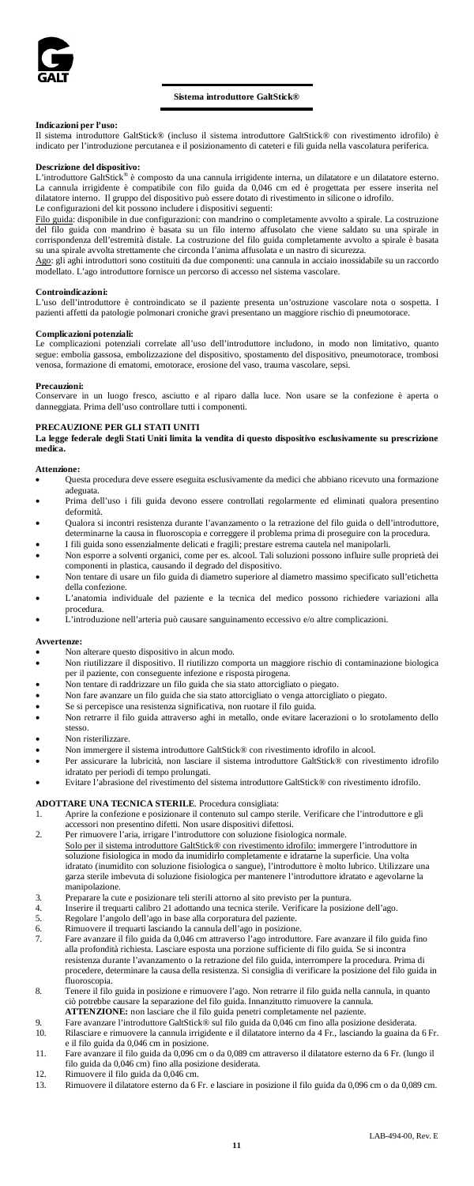## Sistema introduttore GaltStick®

**Indicazioni per l'uso:**
Il sistema introduttore GaltStick® (incluso il sistema introduttore GaltStick® con rivestimento idrofilo) è indicato per l'introduzione percutanea e il posizionamento di cateteri e fili guida nella vascolatura periferica.

**Descrizione del dispositivo:**
L'introduttore GaltStick® è composto da una cannula irrigidente interna, un dilatatore e un dilatatore esterno. La cannula irrigidente è compatibile con filo guida da 0,046 cm ed è progettata per essere inserita nel dilatatore interno. Il gruppo del dispositivo può essere dotato di rivestimento in silicone o idrofilo.
Le configurazioni del kit possono includere i dispositivi seguenti:
Filo guida: disponibile in due configurazioni: con mandrino o completamente avvolto a spirale. La costruzione del filo guida con mandrino è basata su un filo interno affusolato che viene saldato su una spirale in corrispondenza dell'estremità distale. La costruzione del filo guida completamente avvolto a spirale è basata su una spirale avvolta strettamente che circonda l'anima affusolata e un nastro di sicurezza.
Ago: gli aghi introduttori sono costituiti da due componenti: una cannula in acciaio inossidabile su un raccordo modellato. L'ago introduttore fornisce un percorso di accesso nel sistema vascolare.

**Controindicazioni:**
L'uso dell'introduttore è controindicato se il paziente presenta un'ostruzione vascolare nota o sospetta. I pazienti affetti da patologie polmonari croniche gravi presentano un maggiore rischio di pneumotorace.

**Complicazioni potenziali:**
Le complicazioni potenziali correlate all'uso dell'introduttore includono, in modo non limitativo, quanto segue: embolia gassosa, embolizzazione del dispositivo, spostamento del dispositivo, pneumotorace, trombosi venosa, formazione di ematomi, emotorace, erosione del vaso, trauma vascolare, sepsi.

**Precauzioni:**
Conservare in un luogo fresco, asciutto e al riparo dalla luce. Non usare se la confezione è aperta o danneggiata. Prima dell'uso controllare tutti i componenti.

**PRECAUZIONE PER GLI STATI UNITI**
**La legge federale degli Stati Uniti limita la vendita di questo dispositivo esclusivamente su prescrizione medica.**

**Attenzione:**

- Questa procedura deve essere eseguita esclusivamente da medici che abbiano ricevuto una formazione adeguata.
- Prima dell'uso i fili guida devono essere controllati regolarmente ed eliminati qualora presentino deformità.
- Qualora si incontri resistenza durante l'avanzamento o la retrazione del filo guida o dell'introduttore, determinarne la causa in fluoroscopia e correggere il problema prima di proseguire con la procedura.
- I fili guida sono essenzialmente delicati e fragili; prestare estrema cautela nel manipolarli.
- Non esporre a solventi organici, come per es. alcool. Tali soluzioni possono influire sulle proprietà dei componenti in plastica, causando il degrado del dispositivo.
- Non tentare di usare un filo guida di diametro superiore al diametro massimo specificato sull'etichetta della confezione.
- L'anatomia individuale del paziente e la tecnica del medico possono richiedere variazioni alla procedura.
- L'introduzione nell'arteria può causare sanguinamento eccessivo e/o altre complicazioni.

**Avvertenze:**

- Non alterare questo dispositivo in alcun modo.
- Non riutilizzare il dispositivo. Il riutilizzo comporta un maggiore rischio di contaminazione biologica per il paziente, con conseguente infezione e risposta pirogena.
- Non tentare di raddrizzare un filo guida che sia stato attorcigliato o piegato.
- Non fare avanzare un filo guida che sia stato attorcigliato o venga attorcigliato o piegato.
- Se si percepisce una resistenza significativa, non ruotare il filo guida.
- Non retrarre il filo guida attraverso aghi in metallo, onde evitare lacerazioni o lo srotolamento dello stesso.
- Non risterilizzare.
- Non immergere il sistema introduttore GaltStick® con rivestimento idrofilo in alcool.
- Per assicurare la lubricità, non lasciare il sistema introduttore GaltStick® con rivestimento idrofilo idratato per periodi di tempo prolungati.
- Evitare l'abrasione del rivestimento del sistema introduttore GaltStick® con rivestimento idrofilo.

**ADOTTARE UNA TECNICA STERILE**. Procedura consigliata:

1. Aprire la confezione e posizionare il contenuto sul campo sterile. Verificare che l'introduttore e gli accessori non presentino difetti. Non usare dispositivi difettosi.
2. Per rimuovere l'aria, irrigare l'introduttore con soluzione fisiologica normale.
   Solo per il sistema introduttore GaltStick® con rivestimento idrofilo: immergere l'introduttore in soluzione fisiologica in modo da inumidirlo completamente e idratarne la superficie. Una volta idratato (inumidito con soluzione fisiologica o sangue), l'introduttore è molto lubrico. Utilizzare una garza sterile imbevuta di soluzione fisiologica per mantenere l'introduttore idratato e agevolarne la manipolazione.
3. Preparare la cute e posizionare teli sterili attorno al sito previsto per la puntura.
4. Inserire il trequarti calibro 21 adottando una tecnica sterile. Verificare la posizione dell'ago.
5. Regolare l'angolo dell'ago in base alla corporatura del paziente.
6. Rimuovere il trequarti lasciando la cannula dell'ago in posizione.
7. Fare avanzare il filo guida da 0,046 cm attraverso l'ago introduttore. Fare avanzare il filo guida fino alla profondità richiesta. Lasciare esposta una porzione sufficiente di filo guida. Se si incontra resistenza durante l'avanzamento o la retrazione del filo guida, interrompere la procedura. Prima di procedere, determinare la causa della resistenza. Si consiglia di verificare la posizione del filo guida in fluoroscopia.
8. Tenere il filo guida in posizione e rimuovere l'ago. Non retrarre il filo guida nella cannula, in quanto ciò potrebbe causare la separazione del filo guida. Innanzitutto rimuovere la cannula.
   **ATTENZIONE:** non lasciare che il filo guida penetri completamente nel paziente.
9. Fare avanzare l'introduttore GaltStick® sul filo guida da 0,046 cm fino alla posizione desiderata.
10. Rilasciare e rimuovere la cannula irrigidente e il dilatatore interno da 4 Fr., lasciando la guaina da 6 Fr. e il filo guida da 0,046 cm in posizione.
11. Fare avanzare il filo guida da 0,096 cm o da 0,089 cm attraverso il dilatatore esterno da 6 Fr. (lungo il filo guida da 0,046 cm) fino alla posizione desiderata.
12. Rimuovere il filo guida da 0,046 cm.
13. Rimuovere il dilatatore esterno da 6 Fr. e lasciare in posizione il filo guida da 0,096 cm o da 0,089 cm.

LAB-494-00, Rev. E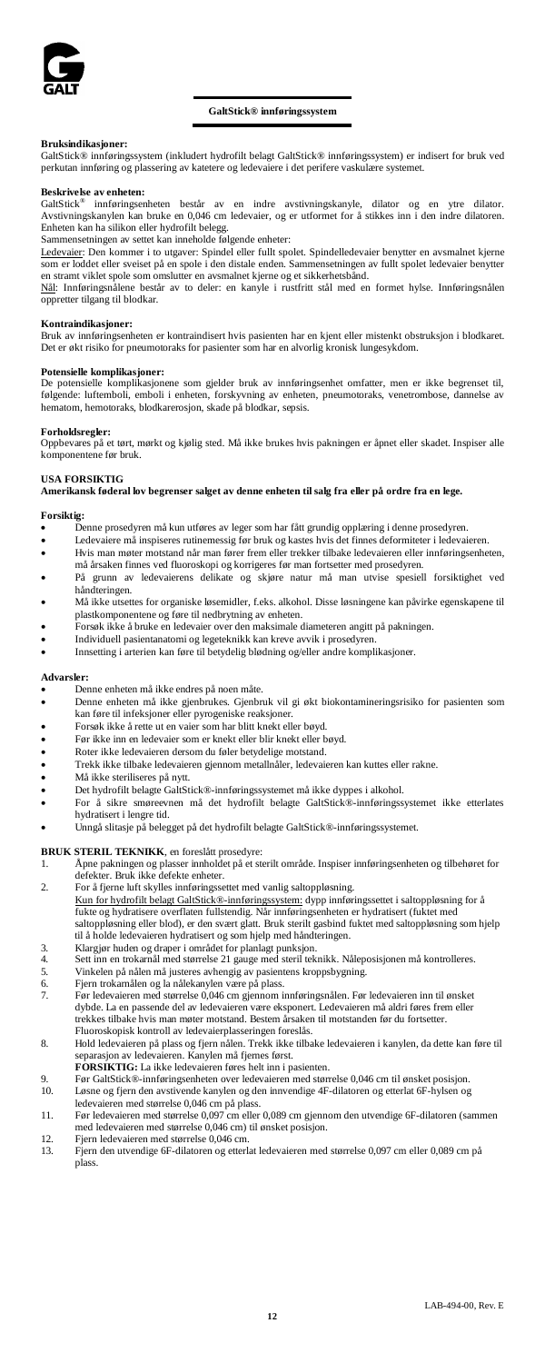**GaltStick® innføringssystem**

**Bruksindikasjoner:**
GaltStick® innføringssystem (inkludert hydrofilt belagt GaltStick® innføringssystem) er indisert for bruk ved perkutan innføring og plassering av katetere og ledevaiere i det perifere vaskulære systemet.

**Beskrivelse av enheten:**
GaltStick® innføringsenheten består av en indre avstivningskanyle, dilator og en ytre dilator. Avstivningskanylen kan bruke en 0,046 cm ledevaier, og er utformet for å stikkes inn i den indre dilatoren. Enheten kan ha silikon eller hydrofilt belegg.
Sammensetningen av settet kan inneholde følgende enheter:
Ledevaier: Den kommer i to utgaver: Spindel eller fullt spolet. Spindelledevaier benytter en avsmalnet kjerne som er loddet eller sveiset på en spole i den distale enden. Sammensetningen av fullt spolet ledevaier benytter en stramt viklet spole som omslutter en avsmalnet kjerne og et sikkerhetsbånd.
Nål: Innføringsnålene består av to deler: en kanyle i rustfritt stål med en formet hylse. Innføringsnålen oppretter tilgang til blodkar.

**Kontraindikasjoner:**
Bruk av innføringsenheten er kontraindisert hvis pasienten har en kjent eller mistenkt obstruksjon i blodkaret. Det er økt risiko for pneumotoraks for pasienter som har en alvorlig kronisk lungesykdom.

**Potensielle komplikasjoner:**
De potensielle komplikasjonene som gjelder bruk av innføringsenhet omfatter, men er ikke begrenset til, følgende: luftemboli, emboli i enheten, forskyvning av enheten, pneumotoraks, venetrombose, dannelse av hematom, hemotoraks, blodkarerosjon, skade på blodkar, sepsis.

**Forholdsregler:**
Oppbevares på et tørt, mørkt og kjølig sted. Må ikke brukes hvis pakningen er åpnet eller skadet. Inspiser alle komponentene før bruk.

**USA FORSIKTIG**
**Amerikansk føderal lov begrenser salget av denne enheten til salg fra eller på ordre fra en lege.**

**Forsiktig:**
- Denne prosedyren må kun utføres av leger som har fått grundig opplæring i denne prosedyren.
- Ledevaiere må inspiseres rutinemessig før bruk og kastes hvis det finnes deformiteter i ledevaieren.
- Hvis man møter motstand når man fører frem eller trekker tilbake ledevaieren eller innføringsenheten, må årsaken finnes ved fluoroskopi og korrigeres før man fortsetter med prosedyren.
- På grunn av ledevaierens delikate og skjøre natur må man utvise spesiell forsiktighet ved håndteringen.
- Må ikke utsettes for organiske løsemidler, f.eks. alkohol. Disse løsningene kan påvirke egenskapene til plastkomponentene og føre til nedbrytning av enheten.
- Forsøk ikke å bruke en ledevaier over den maksimale diameteren angitt på pakningen.
- Individuell pasientanatomi og legeteknikk kan kreve avvik i prosedyren.
- Innsetting i arterien kan føre til betydelig blødning og/eller andre komplikasjoner.

**Advarsler:**
- Denne enheten må ikke endres på noen måte.
- Denne enheten må ikke gjenbrukes. Gjenbruk vil gi økt biokontamineringsrisiko for pasienten som kan føre til infeksjoner eller pyrogeniske reaksjoner.
- Forsøk ikke å rette ut en vaier som har blitt knekt eller bøyd.
- Før ikke inn en ledevaier som er knekt eller blir knekt eller bøyd.
- Roter ikke ledevaieren dersom du føler betydelige motstand.
- Trekk ikke tilbake ledevaieren gjennom metallnåler, ledevaieren kan kuttes eller rakne.
- Må ikke steriliseres på nytt.
- Det hydrofilt belagte GaltStick®-innføringssystemet må ikke dyppes i alkohol.
- For å sikre smøreevnen må det hydrofilt belagte GaltStick®-innføringssystemet ikke etterlates hydratisert i lengre tid.
- Unngå slitasje på belegget på det hydrofilt belagte GaltStick®-innføringssystemet.

**BRUK STERIL TEKNIKK**, en foreslått prosedyre:

1. Åpne pakningen og plasser innholdet på et sterilt område. Inspiser innføringsenheten og tilbehøret for defekter. Bruk ikke defekte enheter.
2. For å fjerne luft skylles innføringssettet med vanlig saltoppløsning.
   Kun for hydrofilt belagt GaltStick®-innføringssystem: dypp innføringssettet i saltoppløsning for å fukte og hydratisere overflaten fullstendig. Når innføringsenheten er hydratisert (fuktet med saltoppløsning eller blod), er den svært glatt. Bruk sterilt gasbind fuktet med saltoppløsning som hjelp til å holde ledevaieren hydratisert og som hjelp med håndteringen.
3. Klargjør huden og draper i området for planlagt punksjon.
4. Sett inn en trokarnål med størrelse 21 gauge med steril teknikk. Nåleposisjonen må kontrolleres.
5. Vinkelen på nålen må justeres avhengig av pasientens kroppsbygning.
6. Fjern trokarnålen og la nålekanylen være på plass.
7. Før ledevaieren med størrelse 0,046 cm gjennom innføringsnålen. Før ledevaieren inn til ønsket dybde. La en passende del av ledevaieren være eksponert. Ledevaieren må aldri føres frem eller trekkes tilbake hvis man møter motstand. Bestem årsaken til motstanden før du fortsetter. Fluoroskopisk kontroll av ledevaierplasseringen foreslås.
8. Hold ledevaieren på plass og fjern nålen. Trekk ikke tilbake ledevaieren i kanylen, da dette kan føre til separasjon av ledevaieren. Kanylen må fjernes først.
   **FORSIKTIG:** La ikke ledevaieren føres helt inn i pasienten.
9. Før GaltStick®-innføringsenheten over ledevaieren med størrelse 0,046 cm til ønsket posisjon.
10. Løsne og fjern den avstivende kanylen og den innvendige 4F-dilatoren og etterlat 6F-hylsen og ledevaieren med størrelse 0,046 cm på plass.
11. Før ledevaieren med størrelse 0,097 cm eller 0,089 cm gjennom den utvendige 6F-dilatoren (sammen med ledevaieren med størrelse 0,046 cm) til ønsket posisjon.
12. Fjern ledevaieren med størrelse 0,046 cm.
13. Fjern den utvendige 6F-dilatoren og etterlat ledevaieren med størrelse 0,097 cm eller 0,089 cm på plass.

LAB-494-00, Rev. E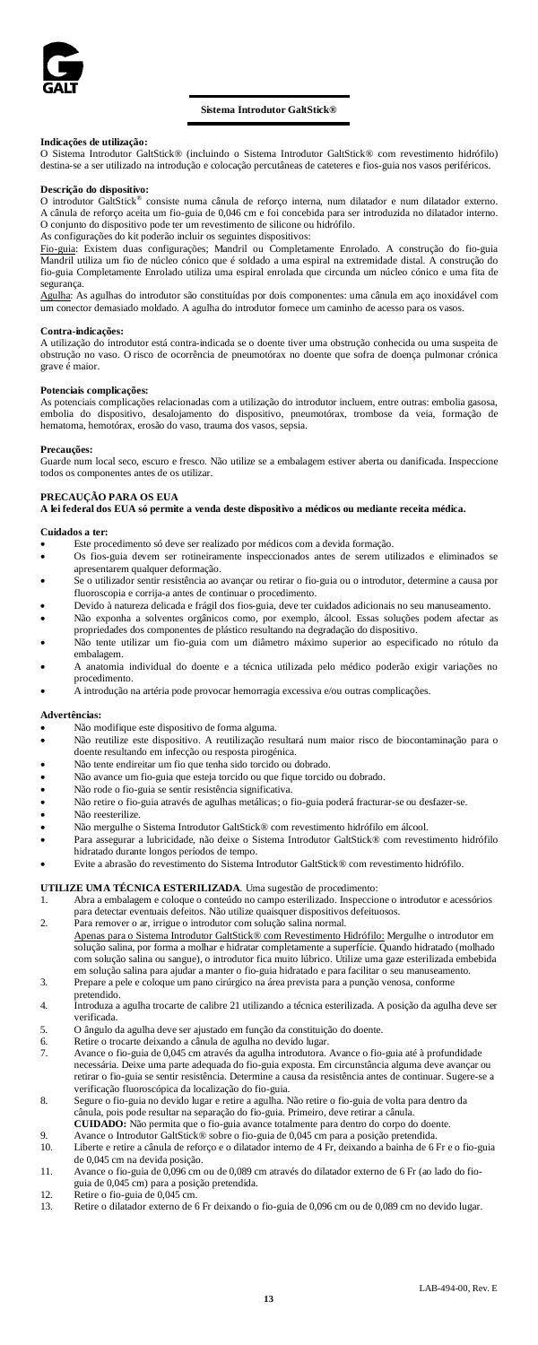GALT

## Sistema Introdutor GaltStick®

**Indicações de utilização:**
O Sistema Introdutor GaltStick® (incluindo o Sistema Introdutor GaltStick® com revestimento hidrófilo) destina-se a ser utilizado na introdução e colocação percutâneas de cateteres e fios-guia nos vasos periféricos.

**Descrição do dispositivo:**
O introdutor GaltStick® consiste numa cânula de reforço interna, num dilatador e num dilatador externo. A cânula de reforço aceita um fio-guia de 0,046 cm e foi concebida para ser introduzida no dilatador interno. O conjunto do dispositivo pode ter um revestimento de silicone ou hidrófilo.
As configurações do kit poderão incluir os seguintes dispositivos:
Fio-guia: Existem duas configurações; Mandril ou Completamente Enrolado. A construção do fio-guia Mandril utiliza um fio de núcleo cónico que é soldado a uma espiral na extremidade distal. A construção do fio-guia Completamente Enrolado utiliza uma espiral enrolada que circunda um núcleo cónico e uma fita de segurança.
Agulha: As agulhas do introdutor são constituídas por dois componentes: uma cânula em aço inoxidável com um conector demasiado moldado. A agulha do introdutor fornece um caminho de acesso para os vasos.

**Contra-indicações:**
A utilização do introdutor está contra-indicada se o doente tiver uma obstrução conhecida ou uma suspeita de obstrução no vaso. O risco de ocorrência de pneumotórax no doente que sofra de doença pulmonar crónica grave é maior.

**Potenciais complicações:**
As potenciais complicações relacionadas com a utilização do introdutor incluem, entre outras: embolia gasosa, embolia do dispositivo, desalojamento do dispositivo, pneumotórax, trombose da veia, formação de hematoma, hemotórax, erosão do vaso, trauma dos vasos, sepsia.

**Precauções:**
Guarde num local seco, escuro e fresco. Não utilize se a embalagem estiver aberta ou danificada. Inspeccione todos os componentes antes de os utilizar.

**PRECAUÇÃO PARA OS EUA**
**A lei federal dos EUA só permite a venda deste dispositivo a médicos ou mediante receita médica.**

**Cuidados a ter:**
- Este procedimento só deve ser realizado por médicos com a devida formação.
- Os fios-guia devem ser rotineiramente inspeccionados antes de serem utilizados e eliminados se apresentarem qualquer deformação.
- Se o utilizador sentir resistência ao avançar ou retirar o fio-guia ou o introdutor, determine a causa por fluoroscopia e corrija-a antes de continuar o procedimento.
- Devido à natureza delicada e frágil dos fios-guia, deve ter cuidados adicionais no seu manuseamento.
- Não exponha a solventes orgânicos como, por exemplo, álcool. Essas soluções podem afectar as propriedades dos componentes de plástico resultando na degradação do dispositivo.
- Não tente utilizar um fio-guia com um diâmetro máximo superior ao especificado no rótulo da embalagem.
- A anatomia individual do doente e a técnica utilizada pelo médico poderão exigir variações no procedimento.
- A introdução na artéria pode provocar hemorragia excessiva e/ou outras complicações.

**Advertências:**
- Não modifique este dispositivo de forma alguma.
- Não reutilize este dispositivo. A reutilização resultará num maior risco de biocontaminação para o doente resultando em infecção ou resposta pirogénica.
- Não tente endireitar um fio que tenha sido torcido ou dobrado.
- Não avance um fio-guia que esteja torcido ou que fique torcido ou dobrado.
- Não rode o fio-guia se sentir resistência significativa.
- Não retire o fio-guia através de agulhas metálicas; o fio-guia poderá fracturar-se ou desfazer-se.
- Não reesterilize.
- Não mergulhe o Sistema Introdutor GaltStick® com revestimento hidrófilo em álcool.
- Para assegurar a lubricidade, não deixe o Sistema Introdutor GaltStick® com revestimento hidrófilo hidratado durante longos períodos de tempo.
- Evite a abrasão do revestimento do Sistema Introdutor GaltStick® com revestimento hidrófilo.

**UTILIZE UMA TÉCNICA ESTERILIZADA**. Uma sugestão de procedimento:

1. Abra a embalagem e coloque o conteúdo no campo esterilizado. Inspeccione o introdutor e acessórios para detectar eventuais defeitos. Não utilize quaisquer dispositivos defeituosos.
2. Para remover o ar, irrigue o introdutor com solução salina normal.
   Apenas para o Sistema Introdutor GaltStick® com Revestimento Hidrófilo: Mergulhe o introdutor em solução salina, por forma a molhar e hidratar completamente a superfície. Quando hidratado (molhado com solução salina ou sangue), o introdutor fica muito lúbrico. Utilize uma gaze esterilizada embebida em solução salina para ajudar a manter o fio-guia hidratado e para facilitar o seu manuseamento.
3. Prepare a pele e coloque um pano cirúrgico na área prevista para a punção venosa, conforme pretendido.
4. Introduza a agulha trocarte de calibre 21 utilizando a técnica esterilizada. A posição da agulha deve ser verificada.
5. O ângulo da agulha deve ser ajustado em função da constituição do doente.
6. Retire o trocarte deixando a cânula de agulha no devido lugar.
7. Avance o fio-guia de 0,045 cm através da agulha introdutora. Avance o fio-guia até à profundidade necessária. Deixe uma parte adequada do fio-guia exposta. Em circunstância alguma deve avançar ou retirar o fio-guia se sentir resistência. Determine a causa da resistência antes de continuar. Sugere-se a verificação fluoroscópica da localização do fio-guia.
8. Segure o fio-guia no devido lugar e retire a agulha. Não retire o fio-guia de volta para dentro da cânula, pois pode resultar na separação do fio-guia. Primeiro, deve retirar a cânula.
   **CUIDADO:** Não permita que o fio-guia avance totalmente para dentro do corpo do doente.
9. Avance o Introdutor GaltStick® sobre o fio-guia de 0,045 cm para a posição pretendida.
10. Liberte e retire a cânula de reforço e o dilatador interno de 4 Fr, deixando a bainha de 6 Fr e o fio-guia de 0,045 cm na devida posição.
11. Avance o fio-guia de 0,096 cm ou de 0,089 cm através do dilatador externo de 6 Fr (ao lado do fio-guia de 0,045 cm) para a posição pretendida.
12. Retire o fio-guia de 0,045 cm.
13. Retire o dilatador externo de 6 Fr deixando o fio-guia de 0,096 cm ou de 0,089 cm no devido lugar.

LAB-494-00, Rev. E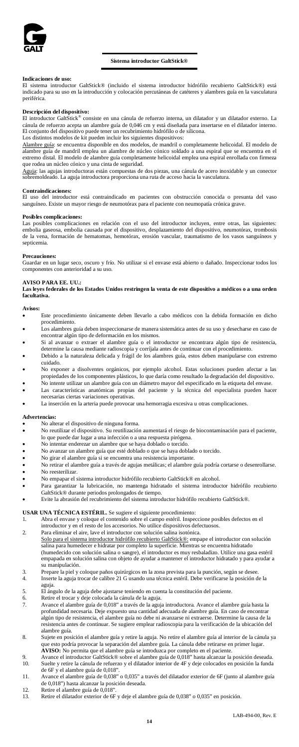# Sistema introductor GaltStick®

**Indicaciones de uso:**
El sistema introductor GaltStick® (incluido el sistema introductor hidrófilo recubierto GaltStick®) está indicado para su uso en la introducción y colocación percutáneas de catéteres y alambres guía en la vasculatura periférica.

**Descripción del dispositivo:**
El introductor GaltStick® consiste en una cánula de refuerzo interna, un dilatador y un dilatador externo. La cánula de refuerzo acepta un alambre guía de 0,046 cm y está diseñada para insertarse en el dilatador interno. El conjunto del dispositivo puede tener un recubrimiento hidrófilo o de silicona.
Los distintos modelos de kit pueden incluir los siguientes dispositivos:
Alambre guía: se encuentra disponible en dos modelos, de mandril o completamente helicoidal. El modelo de alambre guía de mandril emplea un alambre de núcleo cónico soldado a una espiral que se encuentra en el extremo distal. El modelo de alambre guía completamente helicoidal emplea una espiral enrollada con firmeza que rodea un núcleo cónico y una cinta de seguridad.
Aguja: las agujas introductoras están compuestas de dos piezas, una cánula de acero inoxidable y un conector sobremoldeado. La aguja introductora proporciona una ruta de acceso hacia la vasculatura.

**Contraindicaciones:**
El uso del introductor está contraindicado en pacientes con obstrucción conocida o presunta del vaso sanguíneo. Existe un mayor riesgo de neumotórax para el paciente con neumopatía crónica grave.

**Posibles complicaciones:**
Las posibles complicaciones en relación con el uso del introductor incluyen, entre otras, las siguientes: embolia gaseosa, embolia causada por el dispositivo, desplazamiento del dispositivo, neumotórax, trombosis de la vena, formación de hematomas, hemotórax, erosión vascular, traumatismo de los vasos sanguíneos y septicemia.

**Precauciones:**
Guardar en un lugar seco, oscuro y frío. No utilizar si el envase está abierto o dañado. Inspeccionar todos los componentes con anterioridad a su uso.

**AVISO PARA EE. UU.:**
**Las leyes federales de los Estados Unidos restringen la venta de este dispositivo a médicos o a una orden facultativa.**

**Avisos:**
- Este procedimiento únicamente deben llevarlo a cabo médicos con la debida formación en dicho procedimiento.
- Los alambres guía deben inspeccionarse de manera sistemática antes de su uso y desecharse en caso de encontrar algún tipo de deformación en los mismos.
- Si al avanzar o extraer el alambre guía o el introductor se encontrara algún tipo de resistencia, determine la causa mediante radioscopia y corríjala antes de continuar con el procedimiento.
- Debido a la naturaleza delicada y frágil de los alambres guía, estos deben manipularse con extremo cuidado.
- No exponer a disolventes orgánicos, por ejemplo alcohol. Estas soluciones pueden afectar a las propiedades de los componentes plásticos, lo que daría como resultado la degradación del dispositivo.
- No intente utilizar un alambre guía con un diámetro mayor del especificado en la etiqueta del envase.
- Las características anatómicas propias del paciente y la técnica del especialista pueden hacer necesarias ciertas variaciones operativas.
- La inserción en la arteria puede provocar una hemorragia excesiva u otras complicaciones.

**Advertencias:**
- No alterar el dispositivo de ninguna forma.
- No reutilizar el dispositivo. Su reutilización aumentará el riesgo de biocontaminación para el paciente, lo que puede dar lugar a una infección o a una respuesta pirógena.
- No intentar enderezar un alambre que se haya doblado o torcido.
- No avanzar un alambre guía que esté doblado o que se haya doblado o torcido.
- No girar el alambre guía si se encuentra una resistencia importante.
- No retirar el alambre guía a través de agujas metálicas; el alambre guía podría cortarse o desenrollarse.
- No reesterilizar.
- No empapar el sistema introductor hidrófilo recubierto GaltStick® en alcohol.
- Para garantizar la lubricación, no mantenga hidratado el sistema introductor hidrófilo recubierto GaltStick® durante periodos prolongados de tiempo.
- Evite la abrasión del recubrimiento del sistema introductor hidrófilo recubierto GaltStick®.

**USAR UNA TÉCNICA ESTÉRIL.** Se sugiere el siguiente procedimiento:

1. Abra el envase y coloque el contenido sobre el campo estéril. Inspeccione posibles defectos en el introductor y en el resto de los accesorios. No utilice dispositivos defectuosos.
2. Para eliminar el aire, lave el introductor con solución salina isotónica.
   Solo para el sistema introductor hidrófilo recubierto GaltStick®: empape el introductor con solución salina para humedecer e hidratar por completo la superficie. Mientras se encuentra hidratado (humedecido con solución salina o sangre), el introductor es muy resbaladizo. Utilice una gasa estéril empapada en solución salina con objeto de ayudar a mantener el introductor hidratado y para ayudar a su manipulación.
3. Prepare la piel y coloque paños quirúrgicos en la zona prevista para la punción, según se desee.
4. Inserte la aguja trocar de calibre 21 G usando una técnica estéril. Debe verificarse la posición de la aguja.
5. El ángulo de la aguja debe ajustarse teniendo en cuenta la constitución del paciente.
6. Retire el trocar y deje colocada la cánula de la aguja.
7. Avance el alambre guía de 0,018" a través de la aguja introductora. Avance el alambre guía hasta la profundidad necesaria. Deje expuesto una cantidad adecuada de alambre guía. En caso de encontrar algún tipo de resistencia, el alambre guía no debe ni avanzarse ni extraerse. Determine la causa de la resistencia antes de continuar. Se sugiere emplear radioscopia para la verificación de la ubicación del alambre guía.
8. Sujete en posición el alambre guía y retire la aguja. No retire el alambre guía al interior de la cánula ya que esto podría provocar la separación del alambre guía. La cánula debe retirarse en primer lugar.
   **AVISO:** No permita que el alambre guía se introduzca por completo en el paciente.
9. Avance el introductor GaltStick® sobre el alambre guía de 0,018" hasta alcanzar la posición deseada.
10. Suelte y retire la cánula de refuerzo y el dilatador interior de 4F y deje colocados en posición la funda de 6F y el alambre guía de 0,018".
11. Avance el alambre guía de 0,038" o 0,035" a través del dilatador exterior de 6F (junto al alambre guía de 0,018") hasta alcanzar la posición deseada.
12. Retire el alambre guía de 0,018".
13. Retire el dilatador exterior de 6F y deje el alambre guía de 0,038" o 0,035" en posición.

LAB-494-00, Rev. E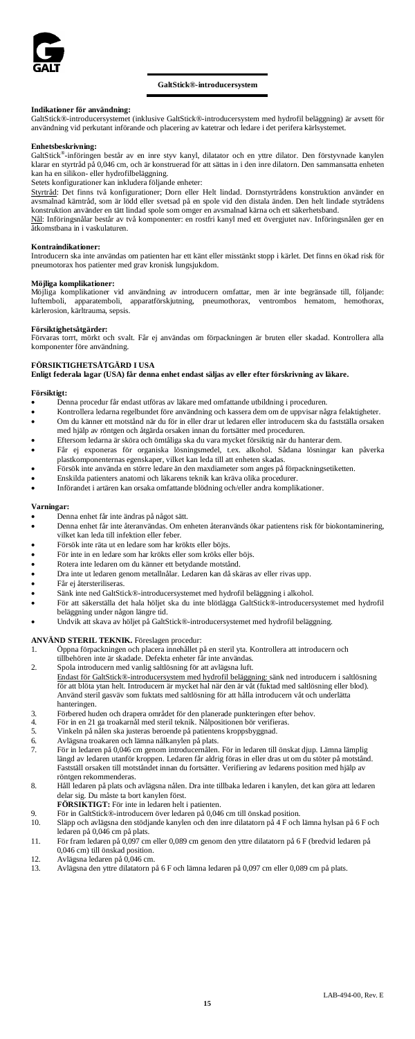# GaltStick®-introducersystem

**Indikationer för användning:**
GaltStick®-introducersystemet (inklusive GaltStick®-introducersystem med hydrofil beläggning) är avsett för användning vid perkutant införande och placering av katetrar och ledare i det perifera kärlsystemet.

**Enhetsbeskrivning:**
GaltStick®-införingen består av en inre styv kanyl, dilatator och en yttre dilator. Den förstyvnade kanylen klarar en styrtråd på 0,046 cm, och är konstruerad för att sättas in i den inre dilatorn. Den sammansatta enheten kan ha en silikon- eller hydrofilbeläggning.
Setets konfigurationer kan inkludera följande enheter:
Styrtråd: Det finns två konfigurationer; Dorn eller Helt lindad. Dornstyrtrådens konstruktion använder en avsmalnad kärntråd, som är lödd eller svetsad på en spole vid den distala änden. Den helt lindade styrtrådens konstruktion använder en tätt lindad spole som omger en avsmalnad kärna och ett säkerhetsband.
Nål: Införingsnålar består av två komponenter: en rostfri kanyl med ett övergjutet nav. Införingsnålen ger en åtkomstbana in i vaskulaturen.

**Kontraindikationer:**
Introducern ska inte användas om patienten har ett känt eller misstänkt stopp i kärlet. Det finns en ökad risk för pneumotorax hos patienter med grav kronisk lungsjukdom.

**Möjliga komplikationer:**
Möjliga komplikationer vid användning av introducern omfattar, men är inte begränsade till, följande: luftemboli, apparatemboli, apparatförskjutning, pneumothorax, ventrombos hematom, hemothorax, kärlerosion, kärltrauma, sepsis.

**Försiktighetsåtgärder:**
Förvaras torrt, mörkt och svalt. Får ej användas om förpackningen är bruten eller skadad. Kontrollera alla komponenter före användning.

**FÖRSIKTIGHETSÅTGÄRD I USA**
**Enligt federala lagar (USA) får denna enhet endast säljas av eller efter förskrivning av läkare.**

**Försiktigt:**
- Denna procedur får endast utföras av läkare med omfattande utbildning i proceduren.
- Kontrollera ledarna regelbundet före användning och kassera dem om de uppvisar några felaktigheter.
- Om du känner ett motstånd när du för in eller drar ut ledaren eller introducern ska du fastställa orsaken med hjälp av röntgen och åtgärda orsaken innan du fortsätter med proceduren.
- Eftersom ledarna är sköra och ömtåliga ska du vara mycket försiktig när du hanterar dem.
- Får ej exponeras för organiska lösningsmedel, t.ex. alkohol. Sådana lösningar kan påverka plastkomponenternas egenskaper, vilket kan leda till att enheten skadas.
- Försök inte använda en större ledare än den maxdiameter som anges på förpackningsetiketten.
- Enskilda patienters anatomi och läkarens teknik kan kräva olika procedurer.
- Införandet i artären kan orsaka omfattande blödning och/eller andra komplikationer.

**Varningar:**
- Denna enhet får inte ändras på något sätt.
- Denna enhet får inte återanvändas. Om enheten återanvänds ökar patientens risk för biokontaminering, vilket kan leda till infektion eller feber.
- Försök inte räta ut en ledare som har krökts eller böjts.
- För inte in en ledare som har krökts eller som krökts eller böjs.
- Rotera inte ledaren om du känner ett betydande motstånd.
- Dra inte ut ledaren genom metallnålar. Ledaren kan då skäras av eller rivas upp.
- Får ej återsteriliseras.
- Sänk inte ned GaltStick®-introducersystemet med hydrofil beläggning i alkohol.
- För att säkerställa det hala höljet ska du inte blötlägga GaltStick®-introducersystemet med hydrofil beläggning under någon längre tid.
- Undvik att skava av höljet på GaltStick®-introducersystemet med hydrofil beläggning.

**ANVÄND STERIL TEKNIK.** Föreslagen procedur:

1. Öppna förpackningen och placera innehållet på en steril yta. Kontrollera att introducern och tillbehören inte är skadade. Defekta enheter får inte användas.
2. Spola introducern med vanlig saltlösning för att avlägsna luft.
   Endast för GaltStick®-introducersystem med hydrofil beläggning: sänk ned introducern i saltlösning för att blöta ytan helt. Introducern är mycket hal när den är våt (fuktad med saltlösning eller blod). Använd steril gasväv som fuktats med saltlösning för att hålla introducern våt och underlätta hanteringen.
3. Förbered huden och drapera området för den planerade punkteringen efter behov.
4. För in en 21 ga troakarnål med steril teknik. Nålpositionen bör verifieras.
5. Vinkeln på nålen ska justeras beroende på patientens kroppsbyggnad.
6. Avlägsna troakaren och lämna nålkanylen på plats.
7. För in ledaren på 0,046 cm genom introducernålen. För in ledaren till önskat djup. Lämna lämplig längd av ledaren utanför kroppen. Ledaren får aldrig föras in eller dras ut om du stöter på motstånd. Fastställ orsaken till motståndet innan du fortsätter. Verifiering av ledarens position med hjälp av röntgen rekommenderas.
8. Håll ledaren på plats och avlägsna nålen. Dra inte tillbaka ledaren i kanylen, det kan göra att ledaren delar sig. Du måste ta bort kanylen först.
   **FÖRSIKTIGT:** För inte in ledaren helt i patienten.
9. För in GaltStick®-introducern över ledaren på 0,046 cm till önskad position.
10. Släpp och avlägsna den stödjande kanylen och den inre dilatatorn på 4 F och lämna hylsan på 6 F och ledaren på 0,046 cm på plats.
11. För fram ledaren på 0,097 cm eller 0,089 cm genom den yttre dilatatorn på 6 F (bredvid ledaren på 0,046 cm) till önskad position.
12. Avlägsna ledaren på 0,046 cm.
13. Avlägsna den yttre dilatatorn på 6 F och lämna ledaren på 0,097 cm eller 0,089 cm på plats.

LAB-494-00, Rev. E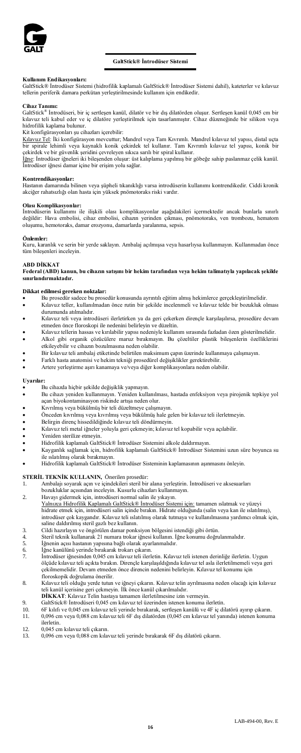## GaltStick® İntrodüser Sistemi

**Kullanım Endikasyonları:**
GaltStick® İntrodüser Sistemi (hidrofilik kaplamalı GaltStick® İntrodüser Sistemi dahil), kateterler ve kılavuz tellerin periferik damara perkütan yerleştirilmesinde kullanım için endikedir.

**Cihaz Tanımı:**
GaltStick® İntrodüseri, bir iç sertleşen kanül, dilatör ve bir dış dilatörden oluşur. Sertleşen kanül 0,045 cm bir kılavuz teli kabul eder ve iç dilatöre yerleştirilmek için tasarlanmıştır. Cihaz düzeneğinde bir silikon veya hidrofilik kaplama bulunur.

Kit konfigürasyonları şu cihazları içerebilir:

Kılavuz Tel: İki konfigürasyon mevcuttur; Mandrel veya Tam Kıvrımlı. Mandrel kılavuz tel yapısı, distal uçta bir spirale lehimli veya kaynaklı konik çekirdek tel kullanır. Tam Kıvrımlı kılavuz tel yapısı, konik bir çekirdek ve bir güvenlik şeridini çevreleyen sıkıca sarılı bir spiral kullanır.

İğne: İntrodüser iğneleri iki bileşenden oluşur: üst kalıplama yapılmış bir göbeğe sahip paslanmaz çelik kanül. İntrodüser iğnesi damar içine bir erişim yolu sağlar.

**Kontrendikasyonlar:**
Hastanın damarında bilinen veya şüpheli tıkanıklığı varsa introdüserin kullanımı kontrendikedir. Ciddi kronik akciğer rahatsızlığı olan hasta için yüksek pnömotoraks riski vardır.

**Olası Komplikasyonlar:**
İntrodüserin kullanımı ile ilişkili olası komplikasyonlar aşağıdakileri içermektedir ancak bunlarla sınırlı değildir: Hava embolisi, cihaz embolisi, cihazın yerinden çıkması, pnömotoraks, ven trombozu, hematom oluşumu, hemotoraks, damar erozyonu, damarlarda yaralanma, sepsis.

**Önlemler:**
Kuru, karanlık ve serin bir yerde saklayın. Ambalaj açılmışsa veya hasarlıysa kullanmayın. Kullanmadan önce tüm bileşenleri inceleyin.

**ABD DİKKAT**
**Federal (ABD) kanun, bu cihazın satışını bir hekim tarafından veya hekim talimatıyla yapılacak şekilde sınırlandırmaktadır.**

**Dikkat edilmesi gereken noktalar:**

- Bu prosedür sadece bu prosedür konusunda ayrıntılı eğitim almış hekimlerce gerçekleştirilmelidir.
- Kılavuz teller, kullanılmadan önce rutin bir şekilde incelenmeli ve kılavuz telde bir bozukluk olması durumunda atılmalıdır.
- Kılavuz teli veya introdüseri ilerletirken ya da geri çekerken dirençle karşılaşılırsa, prosedüre devam etmeden önce floroskopi ile nedenini belirleyin ve düzeltin.
- Kılavuz tellerin hassas ve kırılabilir yapısı nedeniyle kullanım sırasında fazladan özen gösterilmelidir.
- Alkol gibi organik çözücülere maruz bırakmayın. Bu çözeltiler plastik bileşenlerin özelliklerini etkileyebilir ve cihazın bozulmasına neden olabilir.
- Bir kılavuz teli ambalaj etiketinde belirtilen maksimum çapın üzerinde kullanmaya çalışmayın.
- Farklı hasta anatomisi ve hekim tekniği prosedürel değişiklikler gerektirebilir.
- Artere yerleştirme aşırı kanamaya ve/veya diğer komplikasyonlara neden olabilir.

**Uyarılar:**

- Bu cihazda hiçbir şekilde değişiklik yapmayın.
- Bu cihazı yeniden kullanmayın. Yeniden kullanılması, hastada enfeksiyon veya pirojenik tepkiye yol açan biyokontaminasyon riskinde artışa neden olur.
- Kıvrılmış veya bükülmüş bir teli düzeltmeye çalışmayın.
- Önceden kıvrılmış veya kıvrılmış veya bükülmüş hale gelen bir kılavuz teli ilerletmeyin.
- Belirgin direnç hissedildiğinde kılavuz teli döndürmeyin.
- Kılavuz teli metal iğneler yoluyla geri çekmeyin; kılavuz tel kopabilir veya açılabilir.
- Yeniden sterilize etmeyin.
- Hidrofilik kaplamalı GaltStick® İntrodüser Sistemini alkole daldırmayın.
- Kayganlık sağlamak için, hidrofilik kaplamalı GaltStick® İntrodüser Sistemini uzun süre boyunca su ile ıslatılmış olarak bırakmayın.
- Hidrofilik kaplamalı GaltStick® İntrodüser Sisteminin kaplamasının aşınmasını önleyin.

**STERİL TEKNİK KULLANIN,** Önerilen prosedür:

1. Ambalajı soyarak açın ve içindekileri steril bir alana yerleştirin. İntrodüseri ve aksesuarları bozukluklar açısından inceleyin. Kusurlu cihazları kullanmayın.
2. Havayı gidermek için, introdüseri normal salin ile yıkayın.
   Yalnızca Hidrofilik Kaplamalı GaltStick® İntrodüser Sistemi için: tamamen ıslatmak ve yüzeyi hidrate etmek için, introdüseri salin içinde bırakın. Hidrate olduğunda (salin veya kan ile ıslatılmış), introdüser çok kaygandır. Kılavuz teli ıslatılmış olarak tutmaya ve kullanılmasına yardımcı olmak için, saline daldırılmış steril gazlı bez kullanın.
3. Cildi hazırlayın ve öngörülen damar ponksiyon bölgesini istendiği gibi örtün.
4. Steril teknik kullanarak 21 numara trokar iğnesi kullanın. İğne konumu doğrulanmalıdır.
5. İğnenin açısı hastanın yapısına bağlı olarak ayarlanmalıdır.
6. İğne kanülünü yerinde bırakarak trokarı çıkarın.
7. İntrodüser iğnesinden 0,045 cm kılavuz teli ilerletin. Kılavuz teli istenen derinliğe ilerletin. Uygun ölçüde kılavuz teli açıkta bırakın. Dirençle karşılaşıldığında kılavuz tel asla ilerletilmemeli veya geri çekilmemelidir. Devam etmeden önce direncin nedenini belirleyin. Kılavuz tel konumu için floroskopik doğrulama önerilir.
8. Kılavuz teli olduğu yerde tutun ve iğneyi çıkarın. Kılavuz telin ayrılmasına neden olacağı için kılavuz teli kanül içerisine geri çekmeyin. İlk önce kanül çıkarılmalıdır.
   **DİKKAT**: Kılavuz Telin hastaya tamamen ilerletilmesine izin vermeyin.
9. GaltStick® İntrodüseri 0,045 cm kılavuz tel üzerinden istenen konuma ilerletin.
10. 6F kılıfı ve 0,045 cm kılavuz teli yerinde bırakarak, sertleşen kanülü ve 4F iç dilatörü ayırıp çıkarın.
11. 0,096 cm veya 0,088 cm kılavuz teli 6F dış dilatörden (0,045 cm kılavuz tel yanında) istenen konuma ilerletin.
12. 0,045 cm kılavuz teli çıkarın.
13. 0,096 cm veya 0,088 cm kılavuz teli yerinde bırakarak 6F dış dilatörü çıkarın.

LAB-494-00, Rev. E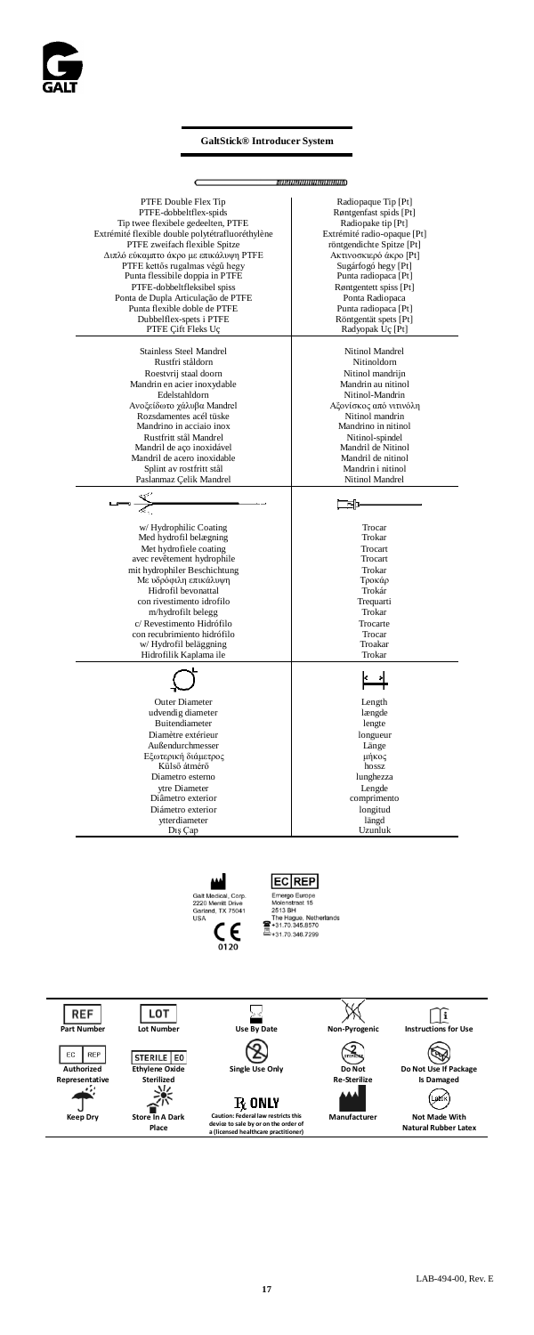**GaltStick® Introducer System**

| | |
|---|---|
| PTFE Double Flex Tip<br>PTFE-dobbeltflex-spids<br>Tip twee flexibele gedeelten, PTFE<br>Extrémité flexible double polytétrafluoréthylène<br>PTFE zweifach flexible Spitze<br>Διπλό εύκαμπτο άκρο με επικάλυψη PTFE<br>PTFE kettős rugalmas végű hegy<br>Punta flessibile doppia in PTFE<br>PTFE-dobbeltfleksibel spiss<br>Ponta de Dupla Articulação de PTFE<br>Punta flexible doble de PTFE<br>Dubbelflex-spets i PTFE<br>PTFE Çift Fleks Uç | Radiopaque Tip [Pt]<br>Røntgenfast spids [Pt]<br>Radiopake tip [Pt]<br>Extrémité radio-opaque [Pt]<br>röntgendichte Spitze [Pt]<br>Ακτινοσκιερό άκρο [Pt]<br>Sugárfogó hegy [Pt]<br>Punta radiopaca [Pt]<br>Røntgentett spiss [Pt]<br>Ponta Radiopaca<br>Punta radiopaca [Pt]<br>Röntgentät spets [Pt]<br>Radyopak Uç [Pt] |
| Stainless Steel Mandrel<br>Rustfri ståldorn<br>Roestvrij staal doorn<br>Mandrin en acier inoxydable<br>Edelstahldorn<br>Ανοξείδωτο χάλυβα Mandrel<br>Rozsdamentes acél tüske<br>Mandrino in acciaio inox<br>Rustfritt stål Mandrel<br>Mandril de aço inoxidável<br>Mandril de acero inoxidable<br>Splint av rostfritt stål<br>Paslanmaz Çelik Mandrel | Nitinol Mandrel<br>Nitinoldorn<br>Nitinol mandrijn<br>Mandrin au nitinol<br>Nitinol-Mandrin<br>Αξονίσκος από νιτινόλη<br>Nitinol mandrin<br>Mandrino in nitinol<br>Nitinol-spindel<br>Mandril de Nitinol<br>Mandril de nitinol<br>Mandrin i nitinol<br>Nitinol Mandrel |
| w/ Hydrophilic Coating<br>Med hydrofil belægning<br>Met hydrofiele coating<br>avec revêtement hydrophile<br>mit hydrophiler Beschichtung<br>Με υδρόφιλη επικάλυψη<br>Hidrofil bevonattal<br>con rivestimento idrofilo<br>m/hydrofilt belegg<br>c/ Revestimento Hidrófilo<br>con recubrimiento hidrófilo<br>w/ Hydrofil beläggning<br>Hidrofilik Kaplama ile | Trocar<br>Trokar<br>Trocart<br>Trocart<br>Trokar<br>Τροκάρ<br>Trokár<br>Trequarti<br>Trokar<br>Trocarte<br>Trocar<br>Troakar<br>Trokar |
| Outer Diameter<br>udvendig diameter<br>Buitendiameter<br>Diamètre extérieur<br>Außendurchmesser<br>Εξωτερική διάμετρος<br>Külső átmérő<br>Diametro esterno<br>ytre Diameter<br>Diâmetro exterior<br>Diámetro exterior<br>ytterdiameter<br>Dış Çap | Length<br>længde<br>lengte<br>longueur<br>Länge<br>μήκος<br>hossz<br>lunghezza<br>Lengde<br>comprimento<br>longitud<br>längd<br>Uzunluk |

Galt Medical, Corp.
2220 Merritt Drive
Garland, TX 75041
USA

CE 0120

EC REP
Emergo Europe
Molenstraat 15
2513 BH
The Hague, Netherlands
+31.70.345.8570
+31.70.346.7299

| | | | | |
|---|---|---|---|---|
| REF<br>Part Number | LOT<br>Lot Number | Use By Date | Non-Pyrogenic | Instructions for Use |
| EC REP<br>Authorized Representative | STERILE EO<br>Ethylene Oxide Sterilized | Single Use Only | Do Not Re-Sterilize | Do Not Use If Package Is Damaged |
| Keep Dry | Store In A Dark Place | Rx ONLY<br>Caution: Federal law restricts this device to sale by or on the order of a (licensed healthcare practitioner) | Manufacturer | Not Made With Natural Rubber Latex |

LAB-494-00, Rev. E